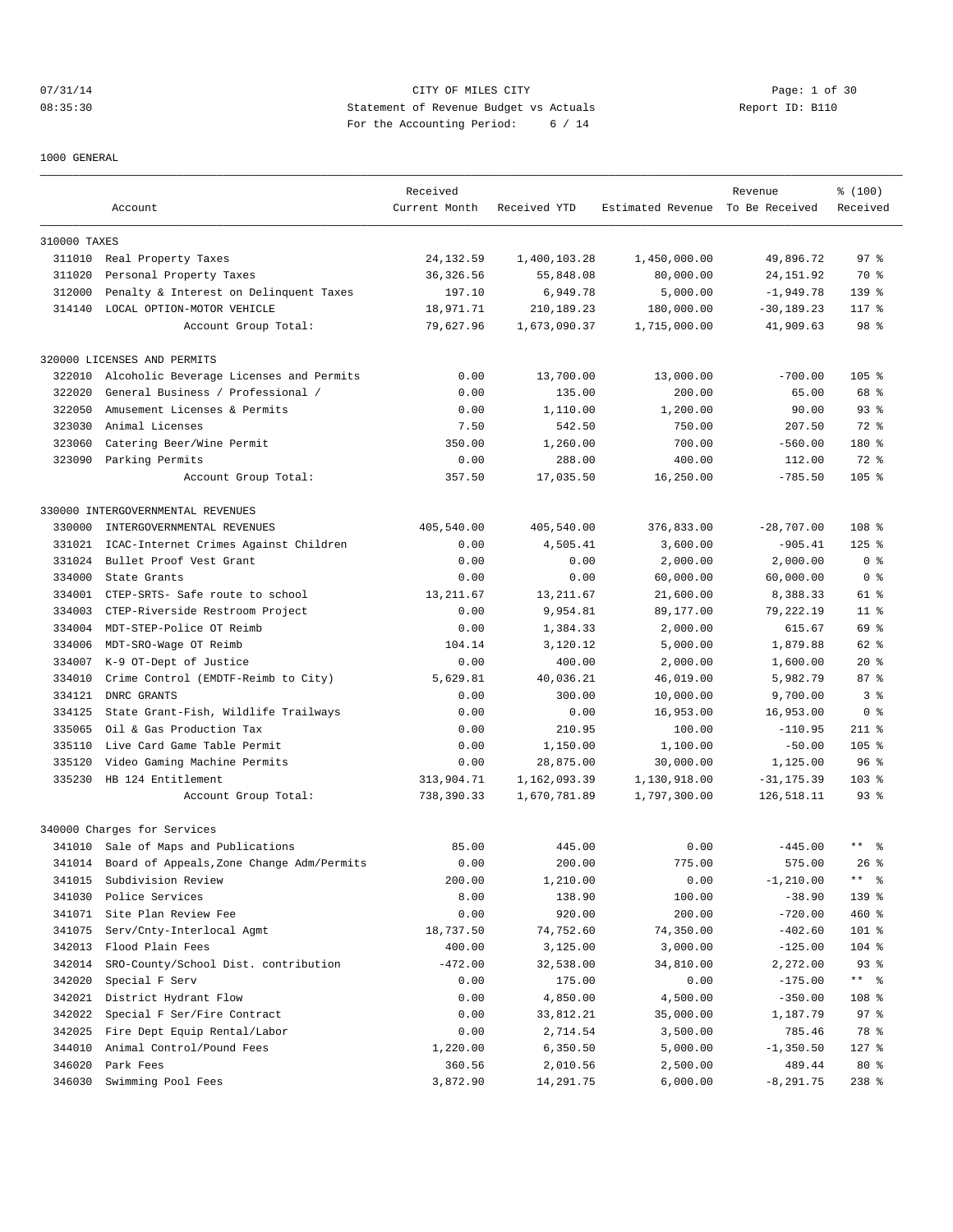CITY OF MILES CITY

Statement of Revenue Budget vs Actuals

For the Accounting Period: 6 / 14

07/31/14 08:35:30 Report ID: B110

1000 GENERAL

| | Account | Received Current Month | Received YTD | Estimated Revenue | Revenue To Be Received | % (100) Received |
|---|---|---|---|---|---|---|
| 310000 TAXES | | | | | | |
| 311010 | Real Property Taxes | 24,132.59 | 1,400,103.28 | 1,450,000.00 | 49,896.72 | 97 % |
| 311020 | Personal Property Taxes | 36,326.56 | 55,848.08 | 80,000.00 | 24,151.92 | 70 % |
| 312000 | Penalty & Interest on Delinquent Taxes | 197.10 | 6,949.78 | 5,000.00 | -1,949.78 | 139 % |
| 314140 | LOCAL OPTION-MOTOR VEHICLE | 18,971.71 | 210,189.23 | 180,000.00 | -30,189.23 | 117 % |
| | Account Group Total: | 79,627.96 | 1,673,090.37 | 1,715,000.00 | 41,909.63 | 98 % |
| 320000 LICENSES AND PERMITS | | | | | | |
| 322010 | Alcoholic Beverage Licenses and Permits | 0.00 | 13,700.00 | 13,000.00 | -700.00 | 105 % |
| 322020 | General Business / Professional / | 0.00 | 135.00 | 200.00 | 65.00 | 68 % |
| 322050 | Amusement Licenses & Permits | 0.00 | 1,110.00 | 1,200.00 | 90.00 | 93 % |
| 323030 | Animal Licenses | 7.50 | 542.50 | 750.00 | 207.50 | 72 % |
| 323060 | Catering Beer/Wine Permit | 350.00 | 1,260.00 | 700.00 | -560.00 | 180 % |
| 323090 | Parking Permits | 0.00 | 288.00 | 400.00 | 112.00 | 72 % |
| | Account Group Total: | 357.50 | 17,035.50 | 16,250.00 | -785.50 | 105 % |
| 330000 INTERGOVERNMENTAL REVENUES | | | | | | |
| 330000 | INTERGOVERNMENTAL REVENUES | 405,540.00 | 405,540.00 | 376,833.00 | -28,707.00 | 108 % |
| 331021 | ICAC-Internet Crimes Against Children | 0.00 | 4,505.41 | 3,600.00 | -905.41 | 125 % |
| 331024 | Bullet Proof Vest Grant | 0.00 | 0.00 | 2,000.00 | 2,000.00 | 0 % |
| 334000 | State Grants | 0.00 | 0.00 | 60,000.00 | 60,000.00 | 0 % |
| 334001 | CTEP-SRTS- Safe route to school | 13,211.67 | 13,211.67 | 21,600.00 | 8,388.33 | 61 % |
| 334003 | CTEP-Riverside Restroom Project | 0.00 | 9,954.81 | 89,177.00 | 79,222.19 | 11 % |
| 334004 | MDT-STEP-Police OT Reimb | 0.00 | 1,384.33 | 2,000.00 | 615.67 | 69 % |
| 334006 | MDT-SRO-Wage OT Reimb | 104.14 | 3,120.12 | 5,000.00 | 1,879.88 | 62 % |
| 334007 | K-9 OT-Dept of Justice | 0.00 | 400.00 | 2,000.00 | 1,600.00 | 20 % |
| 334010 | Crime Control (EMDTF-Reimb to City) | 5,629.81 | 40,036.21 | 46,019.00 | 5,982.79 | 87 % |
| 334121 | DNRC GRANTS | 0.00 | 300.00 | 10,000.00 | 9,700.00 | 3 % |
| 334125 | State Grant-Fish, Wildlife Trailways | 0.00 | 0.00 | 16,953.00 | 16,953.00 | 0 % |
| 335065 | Oil & Gas Production Tax | 0.00 | 210.95 | 100.00 | -110.95 | 211 % |
| 335110 | Live Card Game Table Permit | 0.00 | 1,150.00 | 1,100.00 | -50.00 | 105 % |
| 335120 | Video Gaming Machine Permits | 0.00 | 28,875.00 | 30,000.00 | 1,125.00 | 96 % |
| 335230 | HB 124 Entitlement | 313,904.71 | 1,162,093.39 | 1,130,918.00 | -31,175.39 | 103 % |
| | Account Group Total: | 738,390.33 | 1,670,781.89 | 1,797,300.00 | 126,518.11 | 93 % |
| 340000 Charges for Services | | | | | | |
| 341010 | Sale of Maps and Publications | 85.00 | 445.00 | 0.00 | -445.00 | ** % |
| 341014 | Board of Appeals,Zone Change Adm/Permits | 0.00 | 200.00 | 775.00 | 575.00 | 26 % |
| 341015 | Subdivision Review | 200.00 | 1,210.00 | 0.00 | -1,210.00 | ** % |
| 341030 | Police Services | 8.00 | 138.90 | 100.00 | -38.90 | 139 % |
| 341071 | Site Plan Review Fee | 0.00 | 920.00 | 200.00 | -720.00 | 460 % |
| 341075 | Serv/Cnty-Interlocal Agmt | 18,737.50 | 74,752.60 | 74,350.00 | -402.60 | 101 % |
| 342013 | Flood Plain Fees | 400.00 | 3,125.00 | 3,000.00 | -125.00 | 104 % |
| 342014 | SRO-County/School Dist. contribution | -472.00 | 32,538.00 | 34,810.00 | 2,272.00 | 93 % |
| 342020 | Special F Serv | 0.00 | 175.00 | 0.00 | -175.00 | ** % |
| 342021 | District Hydrant Flow | 0.00 | 4,850.00 | 4,500.00 | -350.00 | 108 % |
| 342022 | Special F Ser/Fire Contract | 0.00 | 33,812.21 | 35,000.00 | 1,187.79 | 97 % |
| 342025 | Fire Dept Equip Rental/Labor | 0.00 | 2,714.54 | 3,500.00 | 785.46 | 78 % |
| 344010 | Animal Control/Pound Fees | 1,220.00 | 6,350.50 | 5,000.00 | -1,350.50 | 127 % |
| 346020 | Park Fees | 360.56 | 2,010.56 | 2,500.00 | 489.44 | 80 % |
| 346030 | Swimming Pool Fees | 3,872.90 | 14,291.75 | 6,000.00 | -8,291.75 | 238 % |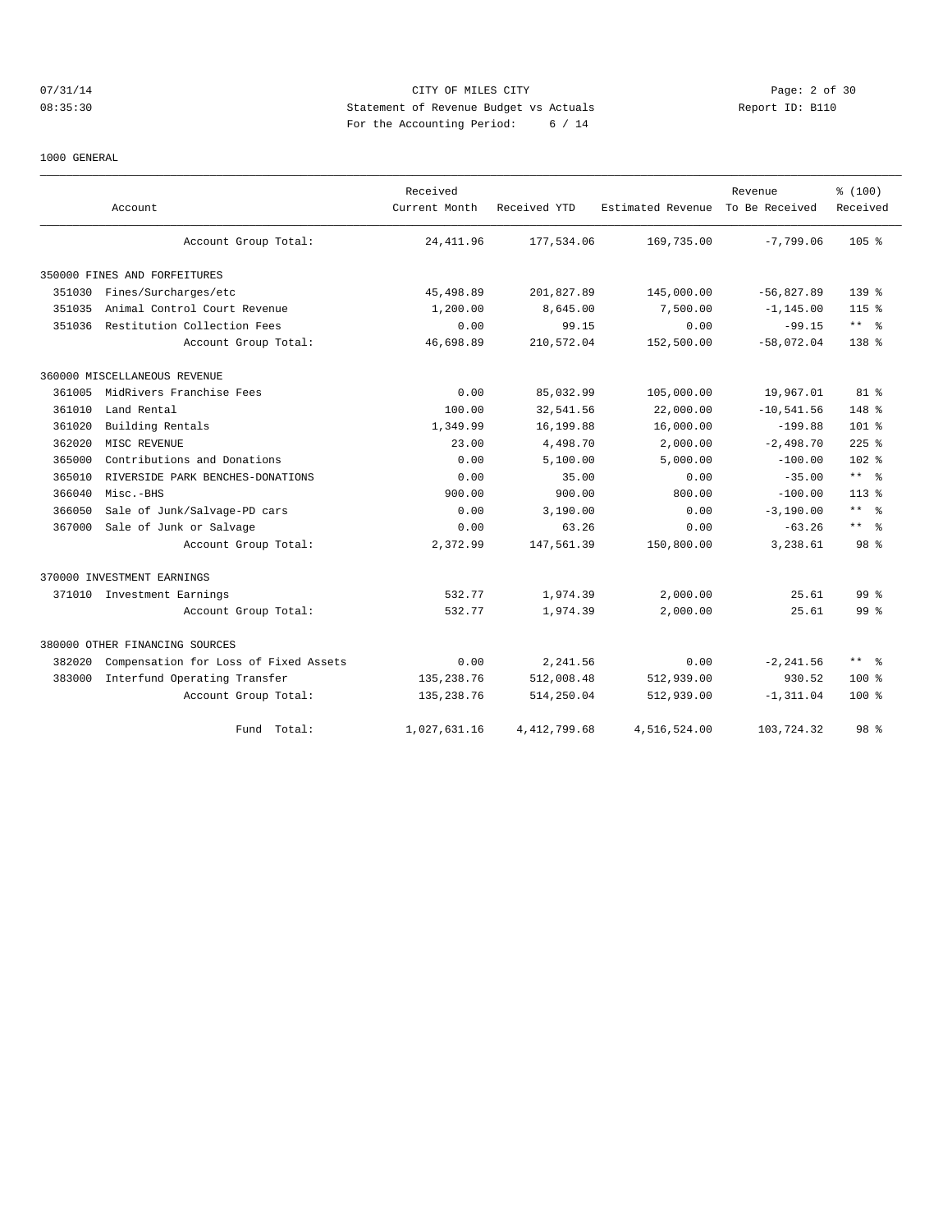1000 GENERAL

| Account | Received Current Month | Received YTD | Estimated Revenue | Revenue To Be Received | % (100) Received |
|---|---|---|---|---|---|
| Account Group Total: | 24,411.96 | 177,534.06 | 169,735.00 | -7,799.06 | 105 % |
| **350000 FINES AND FORFEITURES** | | | | | |
| 351030 Fines/Surcharges/etc | 45,498.89 | 201,827.89 | 145,000.00 | -56,827.89 | 139 % |
| 351035 Animal Control Court Revenue | 1,200.00 | 8,645.00 | 7,500.00 | -1,145.00 | 115 % |
| 351036 Restitution Collection Fees | 0.00 | 99.15 | 0.00 | -99.15 | ** % |
| Account Group Total: | 46,698.89 | 210,572.04 | 152,500.00 | -58,072.04 | 138 % |
| **360000 MISCELLANEOUS REVENUE** | | | | | |
| 361005 MidRivers Franchise Fees | 0.00 | 85,032.99 | 105,000.00 | 19,967.01 | 81 % |
| 361010 Land Rental | 100.00 | 32,541.56 | 22,000.00 | -10,541.56 | 148 % |
| 361020 Building Rentals | 1,349.99 | 16,199.88 | 16,000.00 | -199.88 | 101 % |
| 362020 MISC REVENUE | 23.00 | 4,498.70 | 2,000.00 | -2,498.70 | 225 % |
| 365000 Contributions and Donations | 0.00 | 5,100.00 | 5,000.00 | -100.00 | 102 % |
| 365010 RIVERSIDE PARK BENCHES-DONATIONS | 0.00 | 35.00 | 0.00 | -35.00 | ** % |
| 366040 Misc.-BHS | 900.00 | 900.00 | 800.00 | -100.00 | 113 % |
| 366050 Sale of Junk/Salvage-PD cars | 0.00 | 3,190.00 | 0.00 | -3,190.00 | ** % |
| 367000 Sale of Junk or Salvage | 0.00 | 63.26 | 0.00 | -63.26 | ** % |
| Account Group Total: | 2,372.99 | 147,561.39 | 150,800.00 | 3,238.61 | 98 % |
| **370000 INVESTMENT EARNINGS** | | | | | |
| 371010 Investment Earnings | 532.77 | 1,974.39 | 2,000.00 | 25.61 | 99 % |
| Account Group Total: | 532.77 | 1,974.39 | 2,000.00 | 25.61 | 99 % |
| **380000 OTHER FINANCING SOURCES** | | | | | |
| 382020 Compensation for Loss of Fixed Assets | 0.00 | 2,241.56 | 0.00 | -2,241.56 | ** % |
| 383000 Interfund Operating Transfer | 135,238.76 | 512,008.48 | 512,939.00 | 930.52 | 100 % |
| Account Group Total: | 135,238.76 | 514,250.04 | 512,939.00 | -1,311.04 | 100 % |
| Fund Total: | 1,027,631.16 | 4,412,799.68 | 4,516,524.00 | 103,724.32 | 98 % |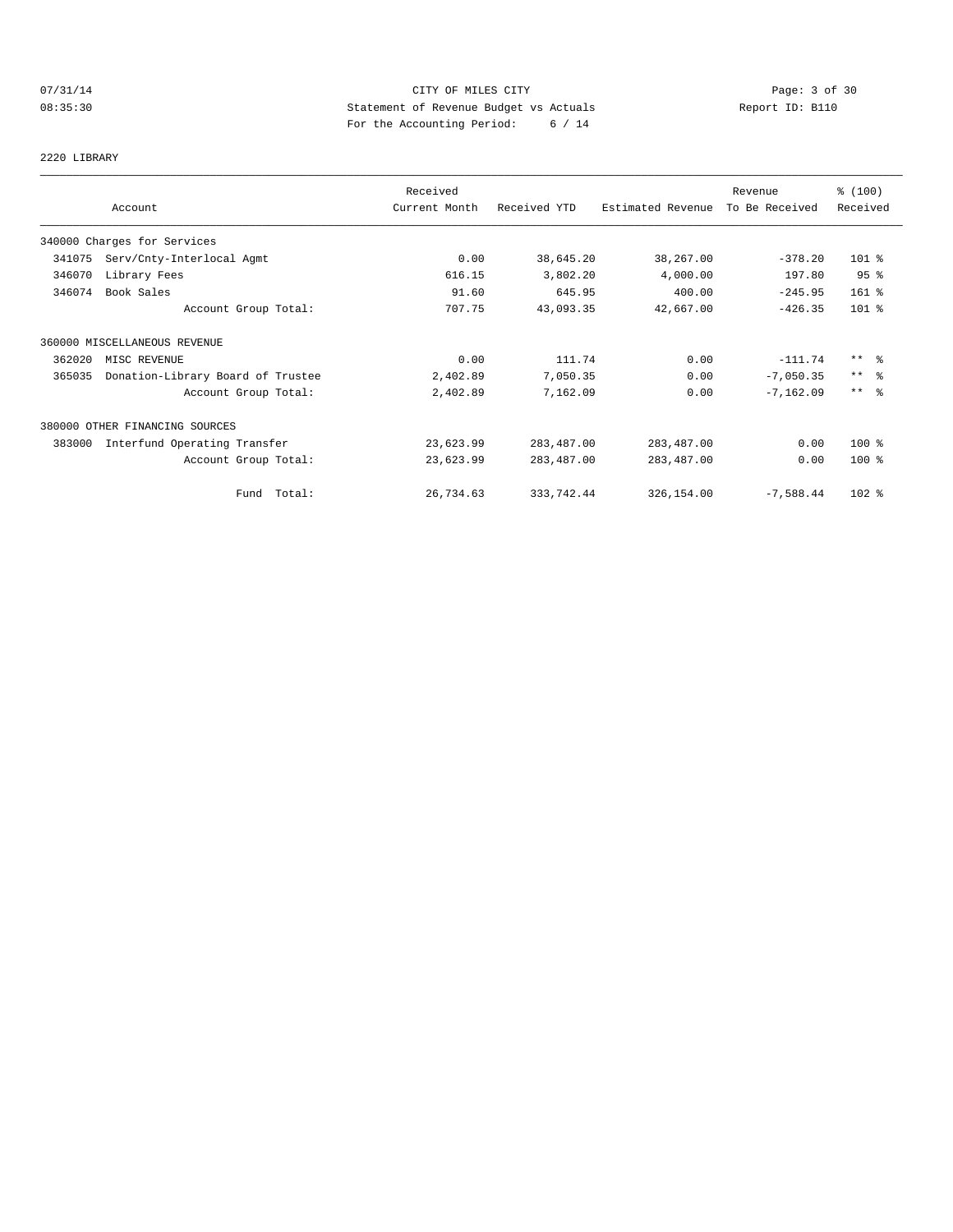CITY OF MILES CITY
Statement of Revenue Budget vs Actuals
For the Accounting Period: 6 / 14

07/31/14
08:35:30

Report ID: B110

## 2220 LIBRARY

| Account | | Received Current Month | Received YTD | Estimated Revenue | Revenue To Be Received | % (100) Received |
|---|---|---|---|---|---|---|
| 340000 Charges for Services | | | | | | |
| 341075 | Serv/Cnty-Interlocal Agmt | 0.00 | 38,645.20 | 38,267.00 | -378.20 | 101 % |
| 346070 | Library Fees | 616.15 | 3,802.20 | 4,000.00 | 197.80 | 95 % |
| 346074 | Book Sales | 91.60 | 645.95 | 400.00 | -245.95 | 161 % |
| | Account Group Total: | 707.75 | 43,093.35 | 42,667.00 | -426.35 | 101 % |
| 360000 MISCELLANEOUS REVENUE | | | | | | |
| 362020 | MISC REVENUE | 0.00 | 111.74 | 0.00 | -111.74 | ** % |
| 365035 | Donation-Library Board of Trustee | 2,402.89 | 7,050.35 | 0.00 | -7,050.35 | ** % |
| | Account Group Total: | 2,402.89 | 7,162.09 | 0.00 | -7,162.09 | ** % |
| 380000 OTHER FINANCING SOURCES | | | | | | |
| 383000 | Interfund Operating Transfer | 23,623.99 | 283,487.00 | 283,487.00 | 0.00 | 100 % |
| | Account Group Total: | 23,623.99 | 283,487.00 | 283,487.00 | 0.00 | 100 % |
| | Fund Total: | 26,734.63 | 333,742.44 | 326,154.00 | -7,588.44 | 102 % |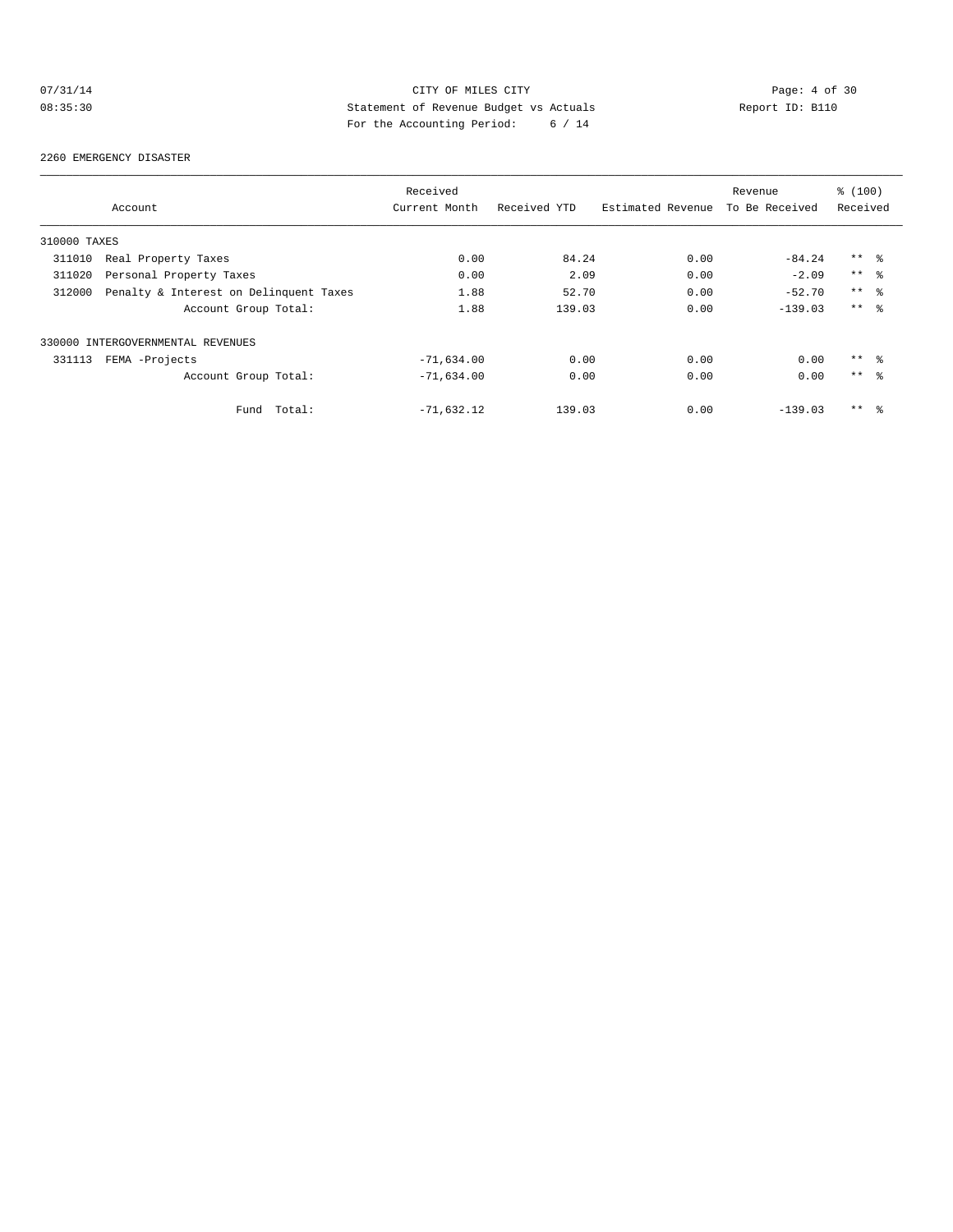CITY OF MILES CITY
Statement of Revenue Budget vs Actuals
For the Accounting Period: 6 / 14

07/31/14 08:35:30 Report ID: B110

2260 EMERGENCY DISASTER

| Account | | Received Current Month | Received YTD | Estimated Revenue | Revenue To Be Received | % (100) Received |
|---|---|---|---|---|---|---|
| 310000 TAXES | | | | | | |
| 311010 | Real Property Taxes | 0.00 | 84.24 | 0.00 | -84.24 | ** % |
| 311020 | Personal Property Taxes | 0.00 | 2.09 | 0.00 | -2.09 | ** % |
| 312000 | Penalty & Interest on Delinquent Taxes | 1.88 | 52.70 | 0.00 | -52.70 | ** % |
| | Account Group Total: | 1.88 | 139.03 | 0.00 | -139.03 | ** % |
| 330000 INTERGOVERNMENTAL REVENUES | | | | | | |
| 331113 | FEMA -Projects | -71,634.00 | 0.00 | 0.00 | 0.00 | ** % |
| | Account Group Total: | -71,634.00 | 0.00 | 0.00 | 0.00 | ** % |
| | Fund Total: | -71,632.12 | 139.03 | 0.00 | -139.03 | ** % |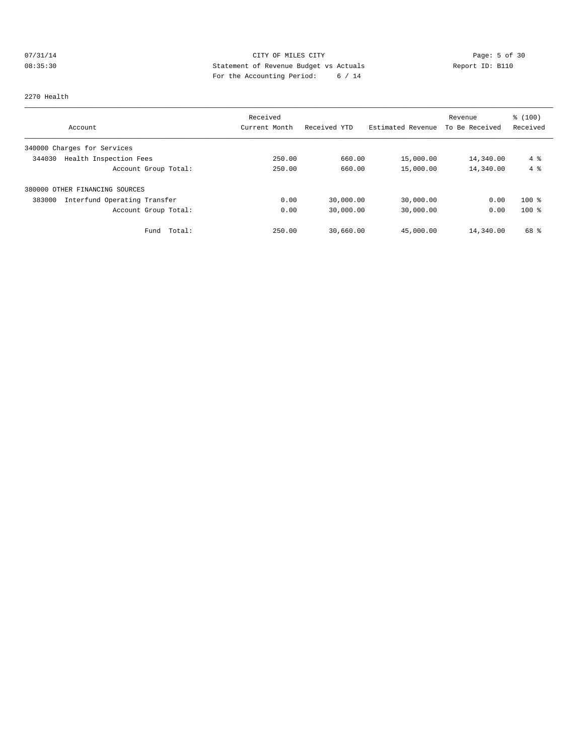CITY OF MILES CITY
Statement of Revenue Budget vs Actuals
For the Accounting Period: 6 / 14

07/31/14
08:35:30

Report ID: B110

2270 Health

| Account | Received Current Month | Received YTD | Estimated Revenue | Revenue To Be Received | % (100) Received |
|---|---|---|---|---|---|
| 340000 Charges for Services | | | | | |
| 344030 Health Inspection Fees | 250.00 | 660.00 | 15,000.00 | 14,340.00 | 4 % |
| Account Group Total: | 250.00 | 660.00 | 15,000.00 | 14,340.00 | 4 % |
| 380000 OTHER FINANCING SOURCES | | | | | |
| 383000 Interfund Operating Transfer | 0.00 | 30,000.00 | 30,000.00 | 0.00 | 100 % |
| Account Group Total: | 0.00 | 30,000.00 | 30,000.00 | 0.00 | 100 % |
| Fund Total: | 250.00 | 30,660.00 | 45,000.00 | 14,340.00 | 68 % |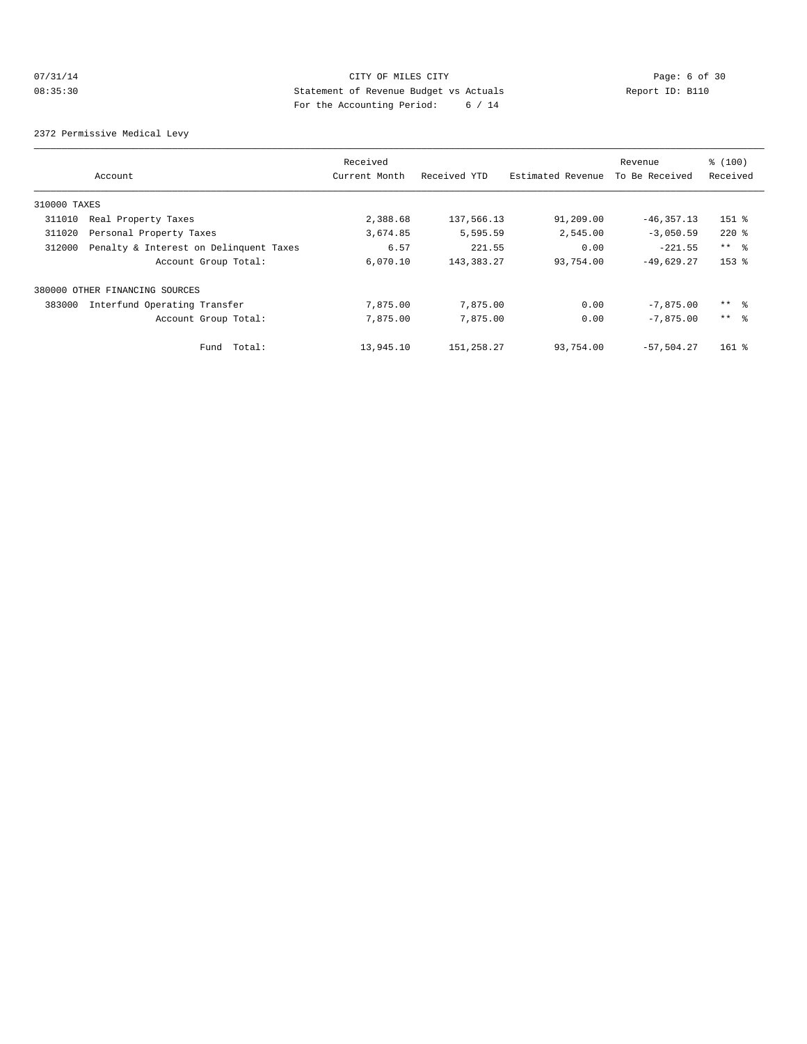CITY OF MILES CITY
Statement of Revenue Budget vs Actuals
For the Accounting Period: 6 / 14

07/31/14
08:35:30

Report ID: B110

2372 Permissive Medical Levy

| Account | | Received Current Month | Received YTD | Estimated Revenue | Revenue To Be Received | % (100) Received |
|---|---|---|---|---|---|---|
| 310000 TAXES | | | | | | |
| 311010 | Real Property Taxes | 2,388.68 | 137,566.13 | 91,209.00 | -46,357.13 | 151 % |
| 311020 | Personal Property Taxes | 3,674.85 | 5,595.59 | 2,545.00 | -3,050.59 | 220 % |
| 312000 | Penalty & Interest on Delinquent Taxes | 6.57 | 221.55 | 0.00 | -221.55 | ** % |
| | Account Group Total: | 6,070.10 | 143,383.27 | 93,754.00 | -49,629.27 | 153 % |
| 380000 OTHER FINANCING SOURCES | | | | | | |
| 383000 | Interfund Operating Transfer | 7,875.00 | 7,875.00 | 0.00 | -7,875.00 | ** % |
| | Account Group Total: | 7,875.00 | 7,875.00 | 0.00 | -7,875.00 | ** % |
| | Fund Total: | 13,945.10 | 151,258.27 | 93,754.00 | -57,504.27 | 161 % |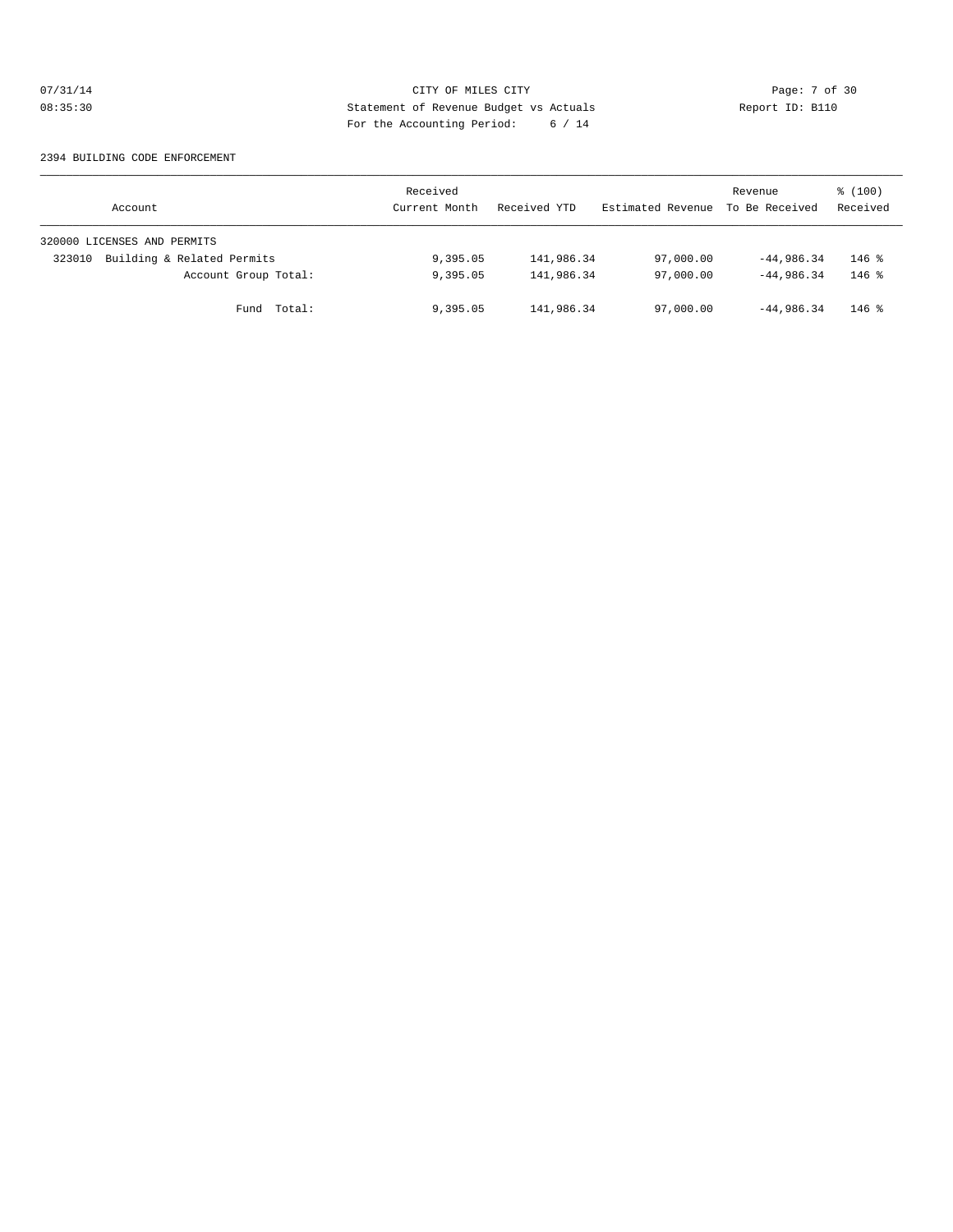CITY OF MILES CITY
Statement of Revenue Budget vs Actuals
For the Accounting Period: 6 / 14

2394 BUILDING CODE ENFORCEMENT

| Account | Received Current Month | Received YTD | Estimated Revenue | Revenue To Be Received | % (100) Received |
|---|---|---|---|---|---|
| 320000 LICENSES AND PERMITS | | | | | |
| 323010 Building & Related Permits | 9,395.05 | 141,986.34 | 97,000.00 | -44,986.34 | 146 % |
| Account Group Total: | 9,395.05 | 141,986.34 | 97,000.00 | -44,986.34 | 146 % |
| Fund Total: | 9,395.05 | 141,986.34 | 97,000.00 | -44,986.34 | 146 % |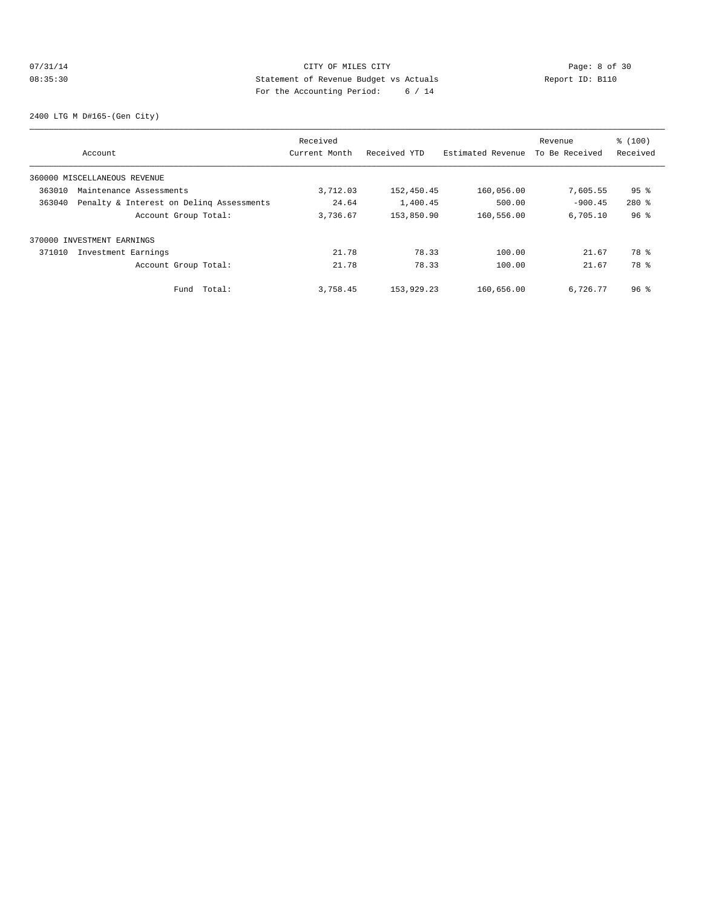CITY OF MILES CITY

Statement of Revenue Budget vs Actuals

For the Accounting Period: 6 / 14

07/31/14 08:35:30 Report ID: B110

2400 LTG M D#165-(Gen City)

| Account | Received Current Month | Received YTD | Estimated Revenue | Revenue To Be Received | % (100) Received |
|---|---|---|---|---|---|
| 360000 MISCELLANEOUS REVENUE | | | | | |
| 363010 Maintenance Assessments | 3,712.03 | 152,450.45 | 160,056.00 | 7,605.55 | 95 % |
| 363040 Penalty & Interest on Delinq Assessments | 24.64 | 1,400.45 | 500.00 | -900.45 | 280 % |
| Account Group Total: | 3,736.67 | 153,850.90 | 160,556.00 | 6,705.10 | 96 % |
| 370000 INVESTMENT EARNINGS | | | | | |
| 371010 Investment Earnings | 21.78 | 78.33 | 100.00 | 21.67 | 78 % |
| Account Group Total: | 21.78 | 78.33 | 100.00 | 21.67 | 78 % |
| Fund Total: | 3,758.45 | 153,929.23 | 160,656.00 | 6,726.77 | 96 % |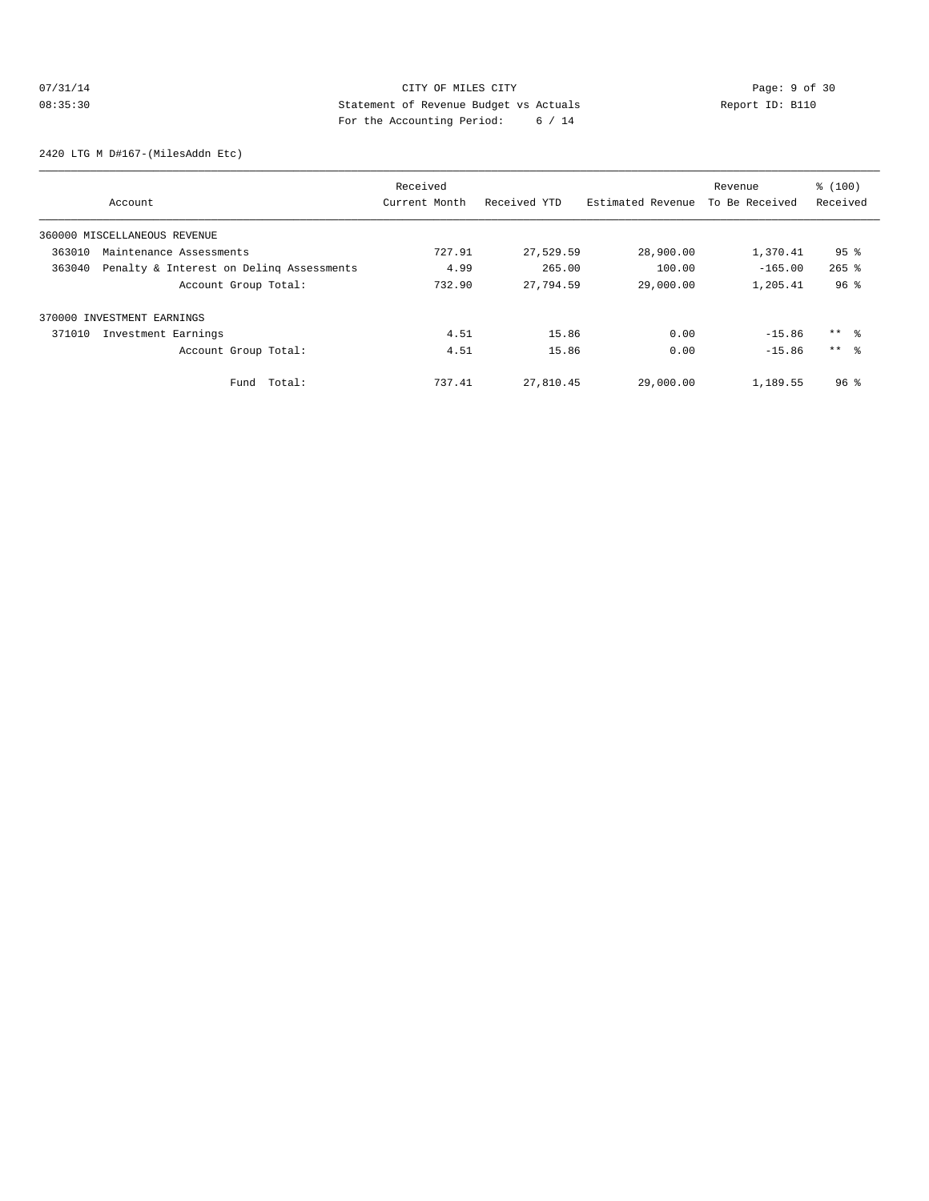CITY OF MILES CITY
Statement of Revenue Budget vs Actuals
For the Accounting Period: 6 / 14

07/31/14 08:35:30 Report ID: B110

2420 LTG M D#167-(MilesAddn Etc)

| Account | Received Current Month | Received YTD | Estimated Revenue | Revenue To Be Received | % (100) Received |
|---|---|---|---|---|---|
| 360000 MISCELLANEOUS REVENUE | | | | | |
| 363010 Maintenance Assessments | 727.91 | 27,529.59 | 28,900.00 | 1,370.41 | 95 % |
| 363040 Penalty & Interest on Delinq Assessments | 4.99 | 265.00 | 100.00 | -165.00 | 265 % |
| Account Group Total: | 732.90 | 27,794.59 | 29,000.00 | 1,205.41 | 96 % |
| 370000 INVESTMENT EARNINGS | | | | | |
| 371010 Investment Earnings | 4.51 | 15.86 | 0.00 | -15.86 | ** % |
| Account Group Total: | 4.51 | 15.86 | 0.00 | -15.86 | ** % |
| Fund Total: | 737.41 | 27,810.45 | 29,000.00 | 1,189.55 | 96 % |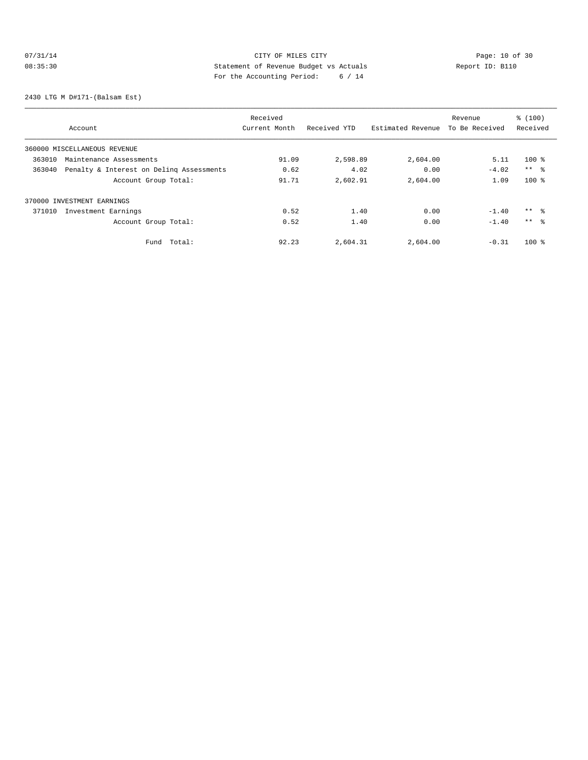CITY OF MILES CITY
Statement of Revenue Budget vs Actuals
For the Accounting Period: 6 / 14

07/31/14
08:35:30

Report ID: B110

2430 LTG M D#171-(Balsam Est)

| Account | Received Current Month | Received YTD | Estimated Revenue | Revenue To Be Received | % (100) Received |
|---|---|---|---|---|---|
| 360000 MISCELLANEOUS REVENUE | | | | | |
| 363010 Maintenance Assessments | 91.09 | 2,598.89 | 2,604.00 | 5.11 | 100 % |
| 363040 Penalty & Interest on Delinq Assessments | 0.62 | 4.02 | 0.00 | -4.02 | ** % |
| Account Group Total: | 91.71 | 2,602.91 | 2,604.00 | 1.09 | 100 % |
| 370000 INVESTMENT EARNINGS | | | | | |
| 371010 Investment Earnings | 0.52 | 1.40 | 0.00 | -1.40 | ** % |
| Account Group Total: | 0.52 | 1.40 | 0.00 | -1.40 | ** % |
| Fund Total: | 92.23 | 2,604.31 | 2,604.00 | -0.31 | 100 % |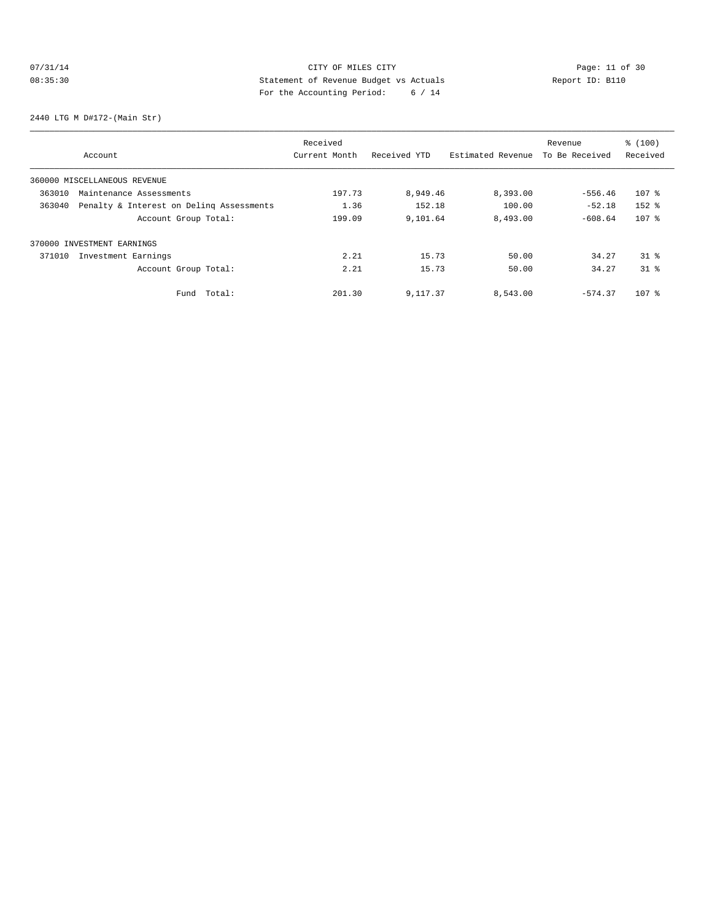CITY OF MILES CITY
Statement of Revenue Budget vs Actuals
For the Accounting Period: 6 / 14

2440 LTG M D#172-(Main Str)

| Account | Received Current Month | Received YTD | Estimated Revenue | Revenue To Be Received | % (100) Received |
|---|---|---|---|---|---|
| 360000 MISCELLANEOUS REVENUE | | | | | |
| 363010 Maintenance Assessments | 197.73 | 8,949.46 | 8,393.00 | -556.46 | 107 % |
| 363040 Penalty & Interest on Delinq Assessments | 1.36 | 152.18 | 100.00 | -52.18 | 152 % |
| Account Group Total: | 199.09 | 9,101.64 | 8,493.00 | -608.64 | 107 % |
| 370000 INVESTMENT EARNINGS | | | | | |
| 371010 Investment Earnings | 2.21 | 15.73 | 50.00 | 34.27 | 31 % |
| Account Group Total: | 2.21 | 15.73 | 50.00 | 34.27 | 31 % |
| Fund Total: | 201.30 | 9,117.37 | 8,543.00 | -574.37 | 107 % |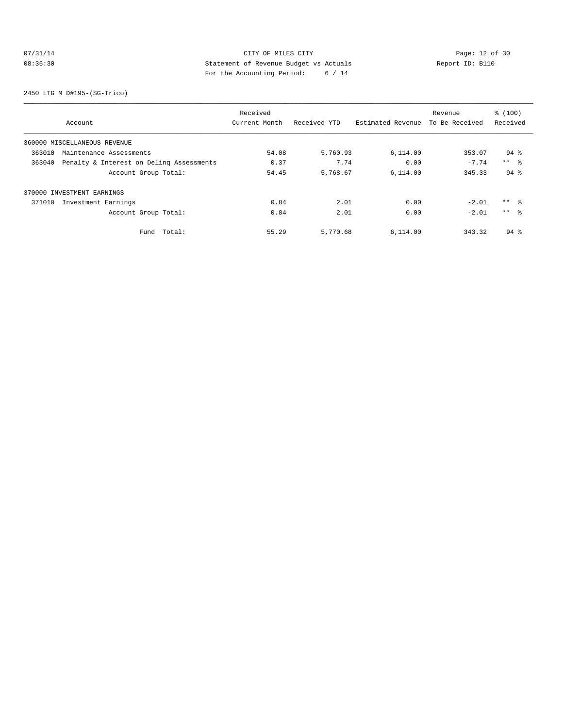CITY OF MILES CITY

Statement of Revenue Budget vs Actuals

For the Accounting Period: 6 / 14

07/31/14
08:35:30

Report ID: B110

2450 LTG M D#195-(SG-Trico)

| Account | Received Current Month | Received YTD | Estimated Revenue | Revenue To Be Received | % (100) Received |
|---|---|---|---|---|---|
| 360000 MISCELLANEOUS REVENUE | | | | | |
| 363010 Maintenance Assessments | 54.08 | 5,760.93 | 6,114.00 | 353.07 | 94 % |
| 363040 Penalty & Interest on Delinq Assessments | 0.37 | 7.74 | 0.00 | -7.74 | ** % |
| Account Group Total: | 54.45 | 5,768.67 | 6,114.00 | 345.33 | 94 % |
| 370000 INVESTMENT EARNINGS | | | | | |
| 371010 Investment Earnings | 0.84 | 2.01 | 0.00 | -2.01 | ** % |
| Account Group Total: | 0.84 | 2.01 | 0.00 | -2.01 | ** % |
| Fund Total: | 55.29 | 5,770.68 | 6,114.00 | 343.32 | 94 % |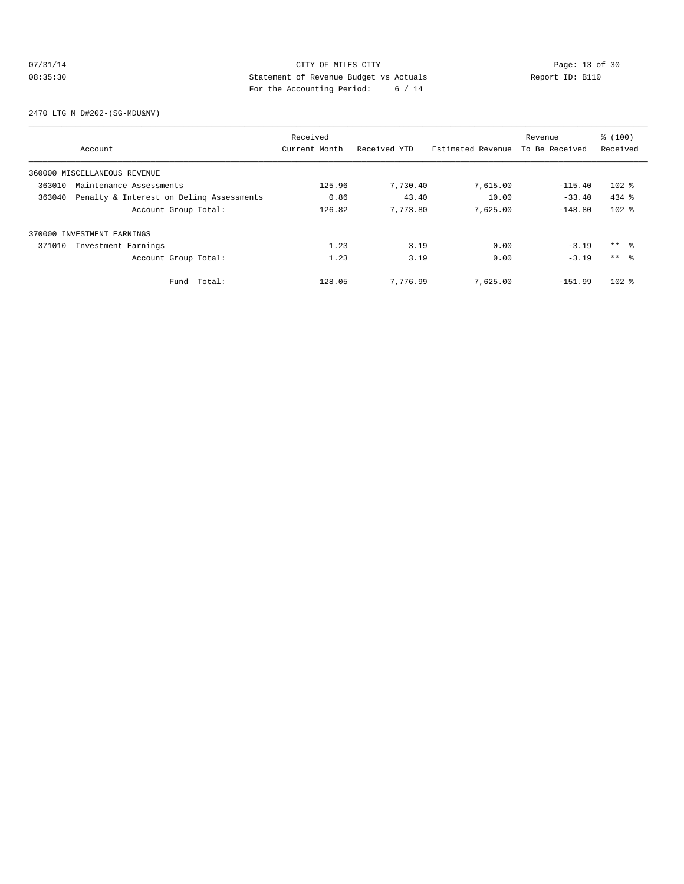CITY OF MILES CITY

Statement of Revenue Budget vs Actuals

For the Accounting Period: 6 / 14

07/31/14 08:35:30 Report ID: B110

2470 LTG M D#202-(SG-MDU&NV)

| Account | Received Current Month | Received YTD | Estimated Revenue | Revenue To Be Received | % (100) Received |
|---|---|---|---|---|---|
| 360000 MISCELLANEOUS REVENUE | | | | | |
| 363010 Maintenance Assessments | 125.96 | 7,730.40 | 7,615.00 | -115.40 | 102 % |
| 363040 Penalty & Interest on Delinq Assessments | 0.86 | 43.40 | 10.00 | -33.40 | 434 % |
| Account Group Total: | 126.82 | 7,773.80 | 7,625.00 | -148.80 | 102 % |
| 370000 INVESTMENT EARNINGS | | | | | |
| 371010 Investment Earnings | 1.23 | 3.19 | 0.00 | -3.19 | ** % |
| Account Group Total: | 1.23 | 3.19 | 0.00 | -3.19 | ** % |
| Fund Total: | 128.05 | 7,776.99 | 7,625.00 | -151.99 | 102 % |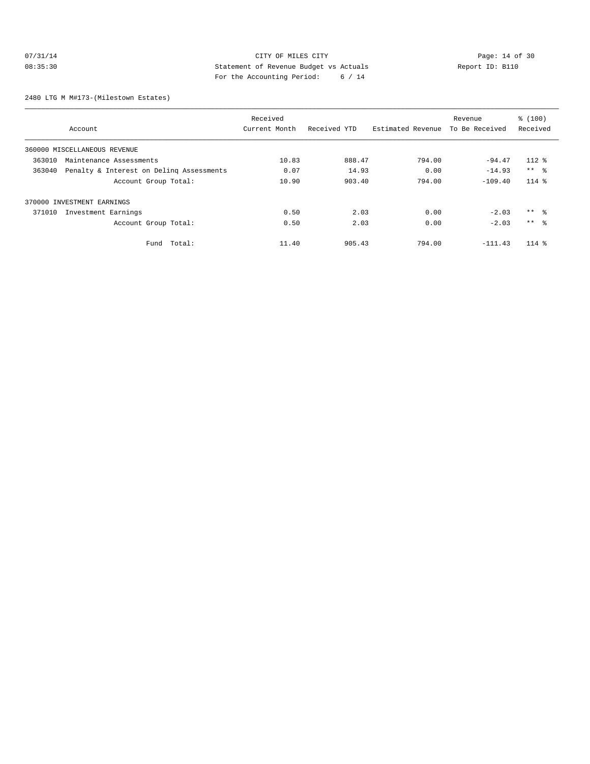CITY OF MILES CITY
Statement of Revenue Budget vs Actuals
For the Accounting Period: 6 / 14

07/31/14
08:35:30

Report ID: B110

2480 LTG M M#173-(Milestown Estates)

| Account | Received Current Month | Received YTD | Estimated Revenue | Revenue To Be Received | % (100) Received |
|---|---|---|---|---|---|
| 360000 MISCELLANEOUS REVENUE | | | | | |
| 363010 Maintenance Assessments | 10.83 | 888.47 | 794.00 | -94.47 | 112 % |
| 363040 Penalty & Interest on Delinq Assessments | 0.07 | 14.93 | 0.00 | -14.93 | ** % |
| Account Group Total: | 10.90 | 903.40 | 794.00 | -109.40 | 114 % |
| 370000 INVESTMENT EARNINGS | | | | | |
| 371010 Investment Earnings | 0.50 | 2.03 | 0.00 | -2.03 | ** % |
| Account Group Total: | 0.50 | 2.03 | 0.00 | -2.03 | ** % |
| Fund Total: | 11.40 | 905.43 | 794.00 | -111.43 | 114 % |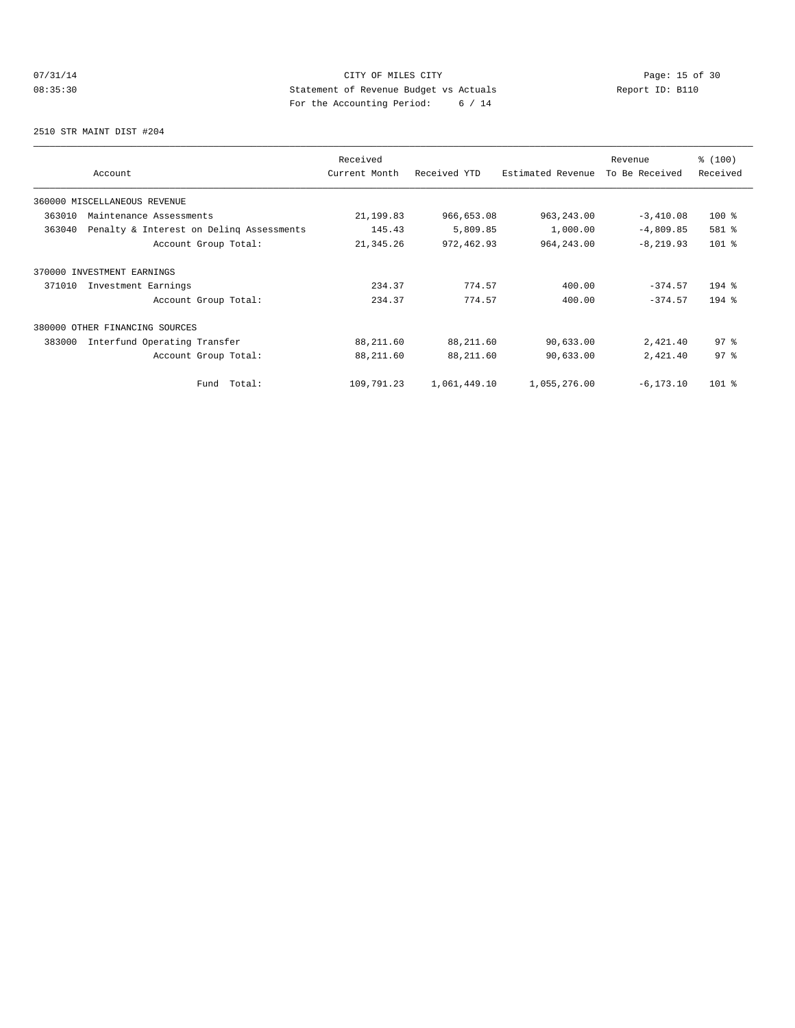07/31/14 CITY OF MILES CITY
08:35:30 Statement of Revenue Budget vs Actuals Report ID: B110
For the Accounting Period: 6 / 14

2510 STR MAINT DIST #204

| Account | Received Current Month | Received YTD | Estimated Revenue | Revenue To Be Received | % (100) Received |
|---|---|---|---|---|---|
| 360000 MISCELLANEOUS REVENUE | | | | | |
| 363010 Maintenance Assessments | 21,199.83 | 966,653.08 | 963,243.00 | -3,410.08 | 100 % |
| 363040 Penalty & Interest on Delinq Assessments | 145.43 | 5,809.85 | 1,000.00 | -4,809.85 | 581 % |
| Account Group Total: | 21,345.26 | 972,462.93 | 964,243.00 | -8,219.93 | 101 % |
| 370000 INVESTMENT EARNINGS | | | | | |
| 371010 Investment Earnings | 234.37 | 774.57 | 400.00 | -374.57 | 194 % |
| Account Group Total: | 234.37 | 774.57 | 400.00 | -374.57 | 194 % |
| 380000 OTHER FINANCING SOURCES | | | | | |
| 383000 Interfund Operating Transfer | 88,211.60 | 88,211.60 | 90,633.00 | 2,421.40 | 97 % |
| Account Group Total: | 88,211.60 | 88,211.60 | 90,633.00 | 2,421.40 | 97 % |
| Fund Total: | 109,791.23 | 1,061,449.10 | 1,055,276.00 | -6,173.10 | 101 % |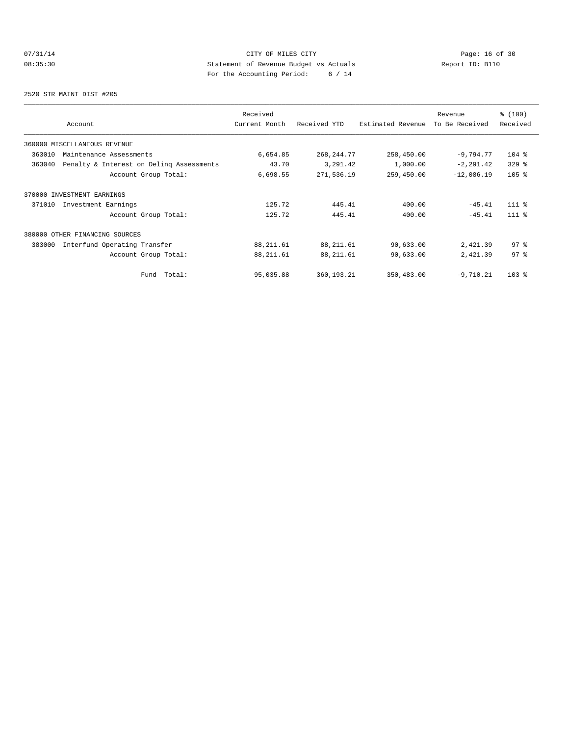07/31/14 CITY OF MILES CITY
08:35:30 Statement of Revenue Budget vs Actuals Report ID: B110
For the Accounting Period: 6 / 14

2520 STR MAINT DIST #205

| Account | Received Current Month | Received YTD | Estimated Revenue | Revenue To Be Received | % (100) Received |
|---|---|---|---|---|---|
| 360000 MISCELLANEOUS REVENUE | | | | | |
| 363010 Maintenance Assessments | 6,654.85 | 268,244.77 | 258,450.00 | -9,794.77 | 104 % |
| 363040 Penalty & Interest on Delinq Assessments | 43.70 | 3,291.42 | 1,000.00 | -2,291.42 | 329 % |
| Account Group Total: | 6,698.55 | 271,536.19 | 259,450.00 | -12,086.19 | 105 % |
| 370000 INVESTMENT EARNINGS | | | | | |
| 371010 Investment Earnings | 125.72 | 445.41 | 400.00 | -45.41 | 111 % |
| Account Group Total: | 125.72 | 445.41 | 400.00 | -45.41 | 111 % |
| 380000 OTHER FINANCING SOURCES | | | | | |
| 383000 Interfund Operating Transfer | 88,211.61 | 88,211.61 | 90,633.00 | 2,421.39 | 97 % |
| Account Group Total: | 88,211.61 | 88,211.61 | 90,633.00 | 2,421.39 | 97 % |
| Fund Total: | 95,035.88 | 360,193.21 | 350,483.00 | -9,710.21 | 103 % |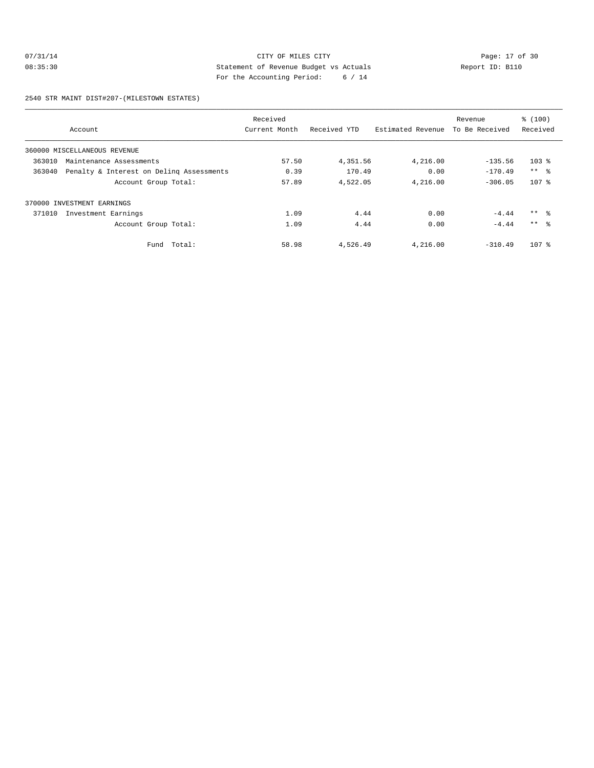CITY OF MILES CITY
Statement of Revenue Budget vs Actuals
For the Accounting Period: 6 / 14

07/31/14
08:35:30

Report ID: B110

2540 STR MAINT DIST#207-(MILESTOWN ESTATES)

| Account | Received Current Month | Received YTD | Estimated Revenue | Revenue To Be Received | % (100) Received |
|---|---|---|---|---|---|
| 360000 MISCELLANEOUS REVENUE | | | | | |
| 363010 Maintenance Assessments | 57.50 | 4,351.56 | 4,216.00 | -135.56 | 103 % |
| 363040 Penalty & Interest on Delinq Assessments | 0.39 | 170.49 | 0.00 | -170.49 | ** % |
| Account Group Total: | 57.89 | 4,522.05 | 4,216.00 | -306.05 | 107 % |
| 370000 INVESTMENT EARNINGS | | | | | |
| 371010 Investment Earnings | 1.09 | 4.44 | 0.00 | -4.44 | ** % |
| Account Group Total: | 1.09 | 4.44 | 0.00 | -4.44 | ** % |
| Fund Total: | 58.98 | 4,526.49 | 4,216.00 | -310.49 | 107 % |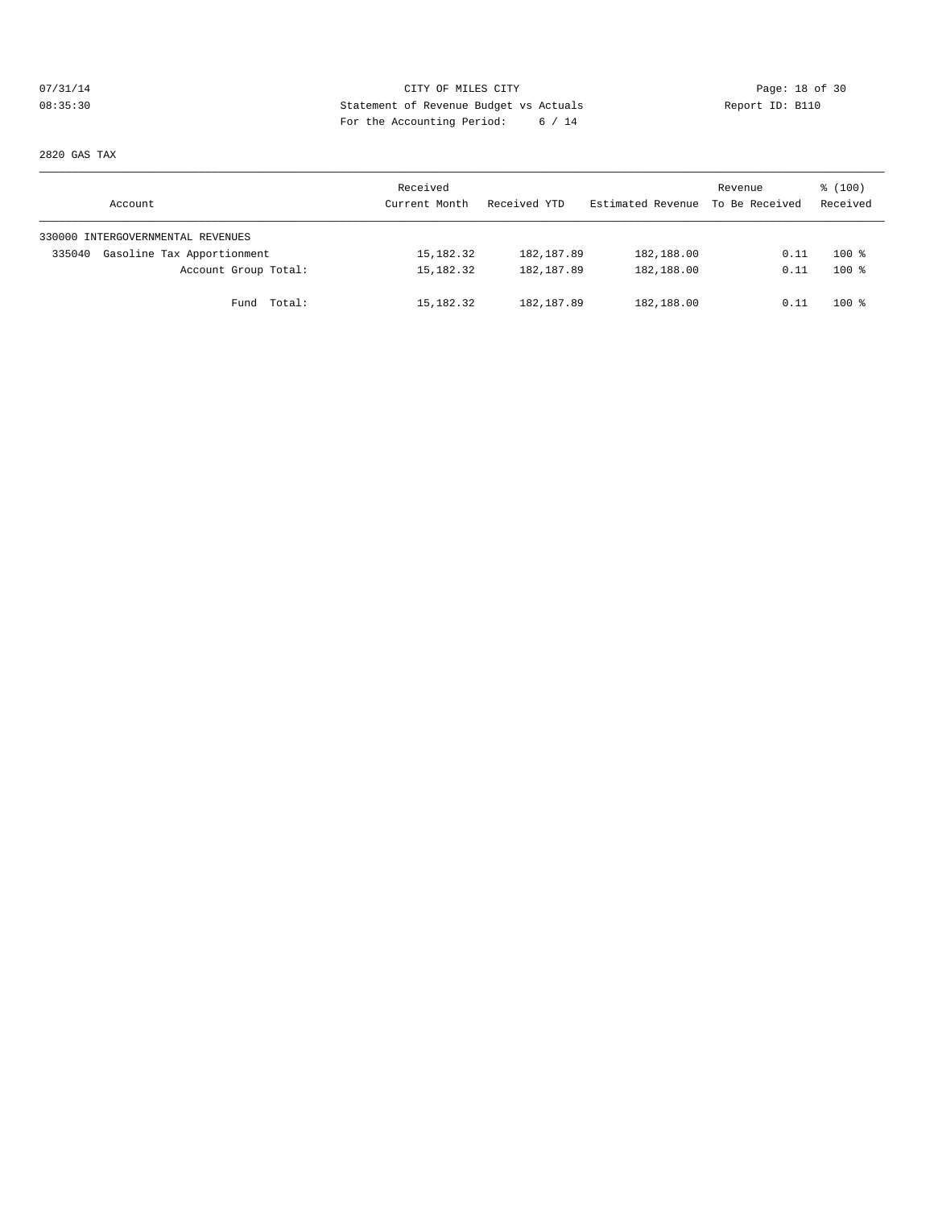CITY OF MILES CITY
Statement of Revenue Budget vs Actuals
For the Accounting Period: 6 / 14

2820 GAS TAX

| Account | Received Current Month | Received YTD | Estimated Revenue | Revenue To Be Received | % (100) Received |
|---|---|---|---|---|---|
| 330000 INTERGOVERNMENTAL REVENUES | | | | | |
| 335040 Gasoline Tax Apportionment | 15,182.32 | 182,187.89 | 182,188.00 | 0.11 | 100 % |
| Account Group Total: | 15,182.32 | 182,187.89 | 182,188.00 | 0.11 | 100 % |
| Fund Total: | 15,182.32 | 182,187.89 | 182,188.00 | 0.11 | 100 % |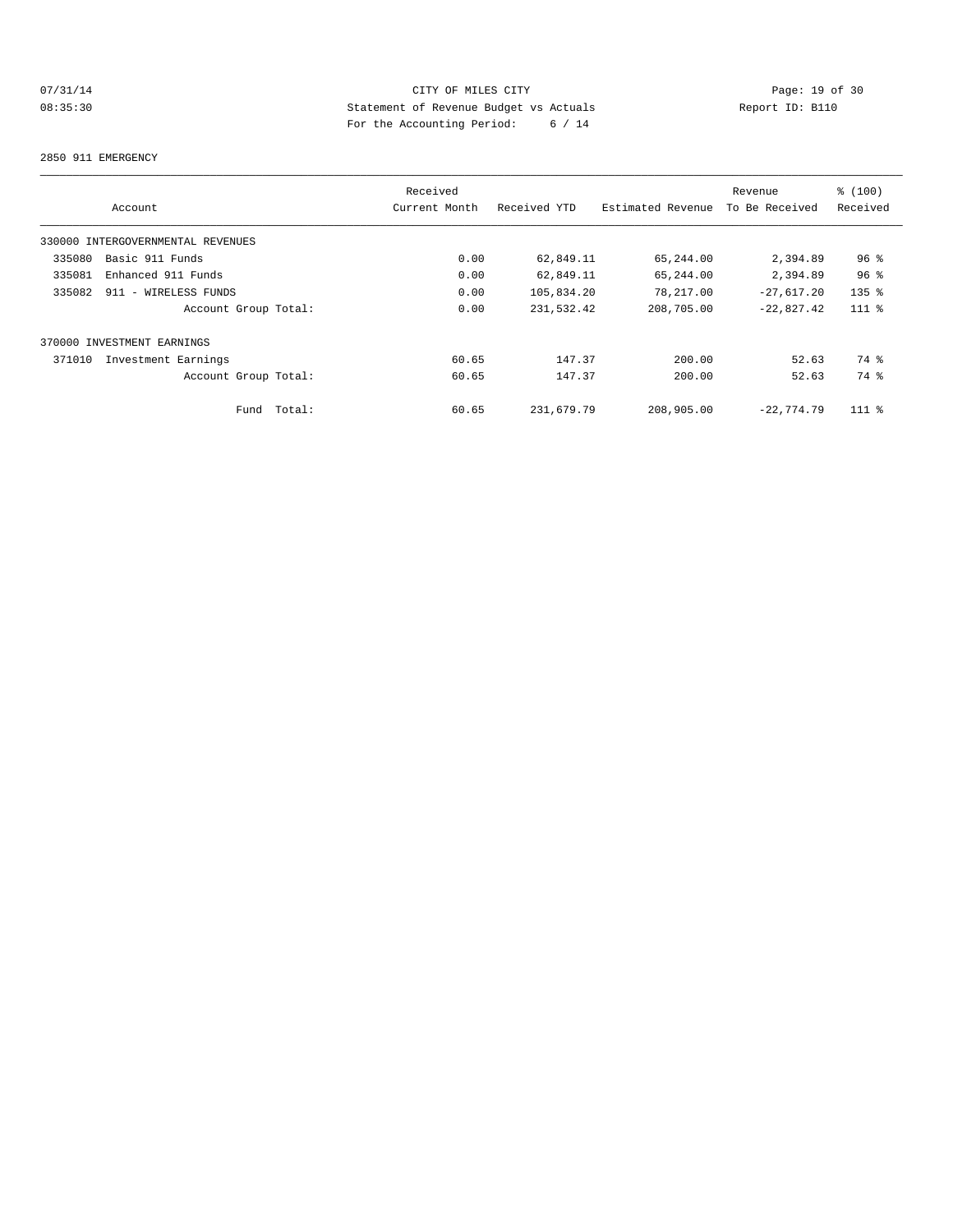CITY OF MILES CITY
Statement of Revenue Budget vs Actuals
For the Accounting Period: 6 / 14

07/31/14
08:35:30

Report ID: B110

2850 911 EMERGENCY

| Account | Received Current Month | Received YTD | Estimated Revenue | Revenue To Be Received | % (100) Received |
|---|---|---|---|---|---|
| 330000 INTERGOVERNMENTAL REVENUES | | | | | |
| 335080 Basic 911 Funds | 0.00 | 62,849.11 | 65,244.00 | 2,394.89 | 96 % |
| 335081 Enhanced 911 Funds | 0.00 | 62,849.11 | 65,244.00 | 2,394.89 | 96 % |
| 335082 911 - WIRELESS FUNDS | 0.00 | 105,834.20 | 78,217.00 | -27,617.20 | 135 % |
| Account Group Total: | 0.00 | 231,532.42 | 208,705.00 | -22,827.42 | 111 % |
| 370000 INVESTMENT EARNINGS | | | | | |
| 371010 Investment Earnings | 60.65 | 147.37 | 200.00 | 52.63 | 74 % |
| Account Group Total: | 60.65 | 147.37 | 200.00 | 52.63 | 74 % |
| Fund Total: | 60.65 | 231,679.79 | 208,905.00 | -22,774.79 | 111 % |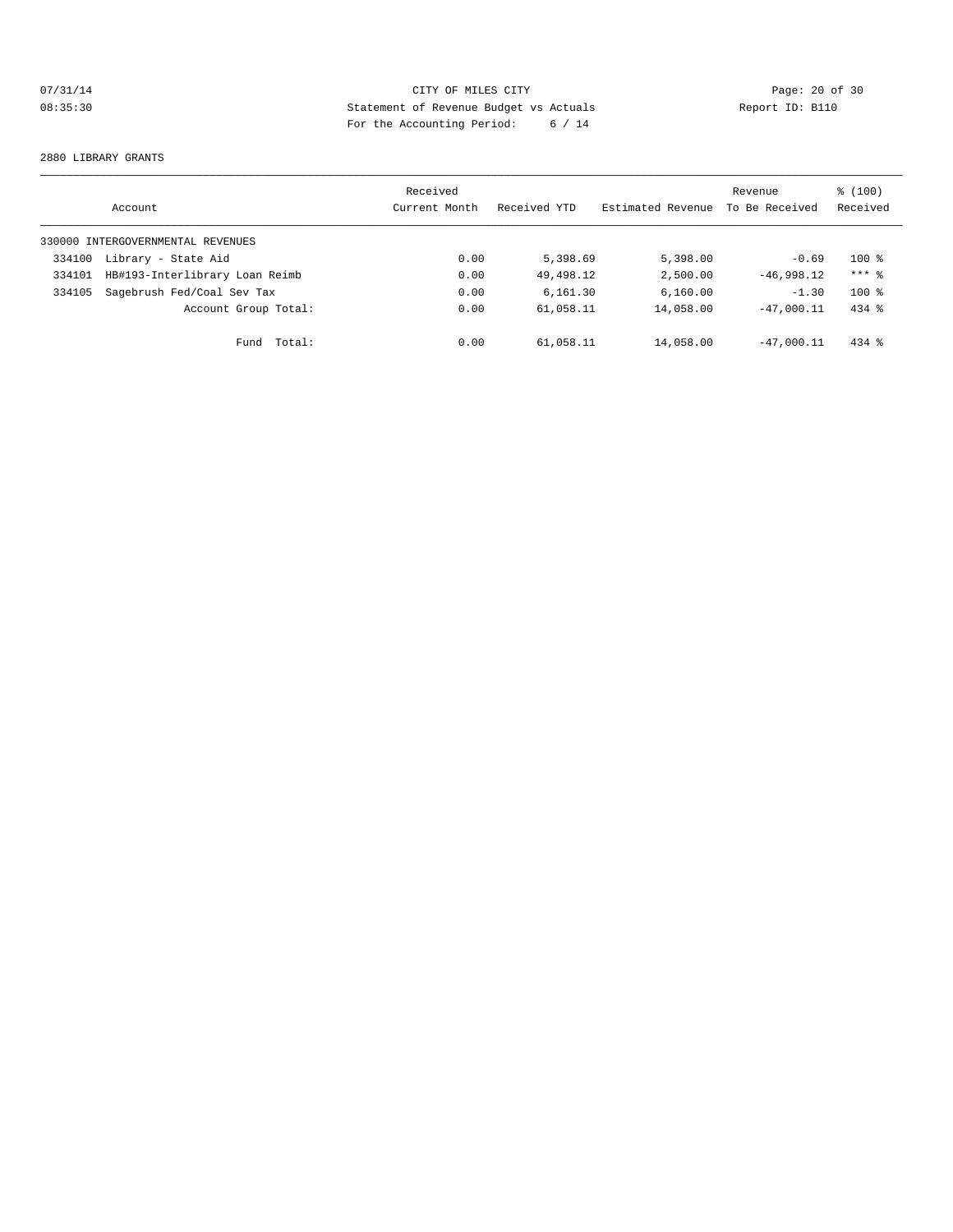CITY OF MILES CITY
Statement of Revenue Budget vs Actuals
For the Accounting Period: 6 / 14

07/31/14 08:35:30 — Report ID: B110

2880 LIBRARY GRANTS

| Account | Received Current Month | Received YTD | Estimated Revenue | Revenue To Be Received | % (100) Received |
|---|---|---|---|---|---|
| 330000 INTERGOVERNMENTAL REVENUES | | | | | |
| 334100 Library - State Aid | 0.00 | 5,398.69 | 5,398.00 | -0.69 | 100 % |
| 334101 HB#193-Interlibrary Loan Reimb | 0.00 | 49,498.12 | 2,500.00 | -46,998.12 | *** % |
| 334105 Sagebrush Fed/Coal Sev Tax | 0.00 | 6,161.30 | 6,160.00 | -1.30 | 100 % |
| Account Group Total: | 0.00 | 61,058.11 | 14,058.00 | -47,000.11 | 434 % |
| Fund Total: | 0.00 | 61,058.11 | 14,058.00 | -47,000.11 | 434 % |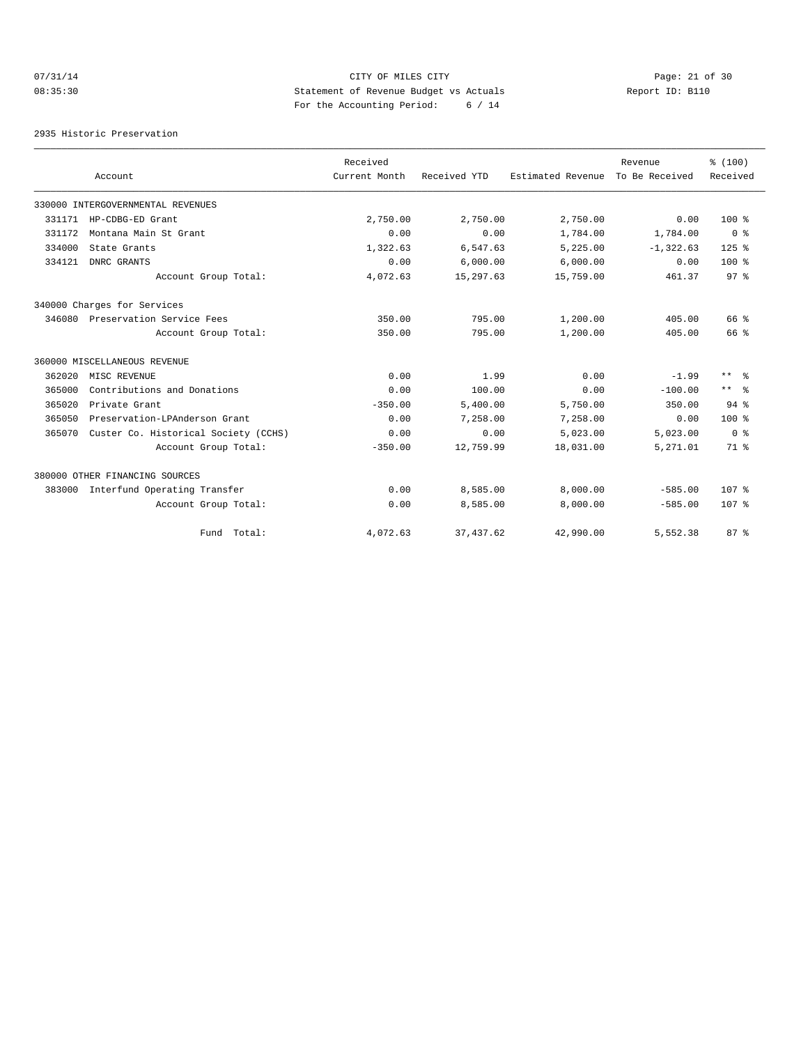CITY OF MILES CITY
Statement of Revenue Budget vs Actuals
For the Accounting Period: 6 / 14

07/31/14
08:35:30

Report ID: B110

2935 Historic Preservation

| Account | | Received Current Month | Received YTD | Estimated Revenue | Revenue To Be Received | % (100) Received |
|---|---|---|---|---|---|---|
| 330000 INTERGOVERNMENTAL REVENUES | | | | | | |
| 331171 | HP-CDBG-ED Grant | 2,750.00 | 2,750.00 | 2,750.00 | 0.00 | 100 % |
| 331172 | Montana Main St Grant | 0.00 | 0.00 | 1,784.00 | 1,784.00 | 0 % |
| 334000 | State Grants | 1,322.63 | 6,547.63 | 5,225.00 | -1,322.63 | 125 % |
| 334121 | DNRC GRANTS | 0.00 | 6,000.00 | 6,000.00 | 0.00 | 100 % |
| | Account Group Total: | 4,072.63 | 15,297.63 | 15,759.00 | 461.37 | 97 % |
| 340000 Charges for Services | | | | | | |
| 346080 | Preservation Service Fees | 350.00 | 795.00 | 1,200.00 | 405.00 | 66 % |
| | Account Group Total: | 350.00 | 795.00 | 1,200.00 | 405.00 | 66 % |
| 360000 MISCELLANEOUS REVENUE | | | | | | |
| 362020 | MISC REVENUE | 0.00 | 1.99 | 0.00 | -1.99 | ** % |
| 365000 | Contributions and Donations | 0.00 | 100.00 | 0.00 | -100.00 | ** % |
| 365020 | Private Grant | -350.00 | 5,400.00 | 5,750.00 | 350.00 | 94 % |
| 365050 | Preservation-LPAnderson Grant | 0.00 | 7,258.00 | 7,258.00 | 0.00 | 100 % |
| 365070 | Custer Co. Historical Society (CCHS) | 0.00 | 0.00 | 5,023.00 | 5,023.00 | 0 % |
| | Account Group Total: | -350.00 | 12,759.99 | 18,031.00 | 5,271.01 | 71 % |
| 380000 OTHER FINANCING SOURCES | | | | | | |
| 383000 | Interfund Operating Transfer | 0.00 | 8,585.00 | 8,000.00 | -585.00 | 107 % |
| | Account Group Total: | 0.00 | 8,585.00 | 8,000.00 | -585.00 | 107 % |
| | Fund Total: | 4,072.63 | 37,437.62 | 42,990.00 | 5,552.38 | 87 % |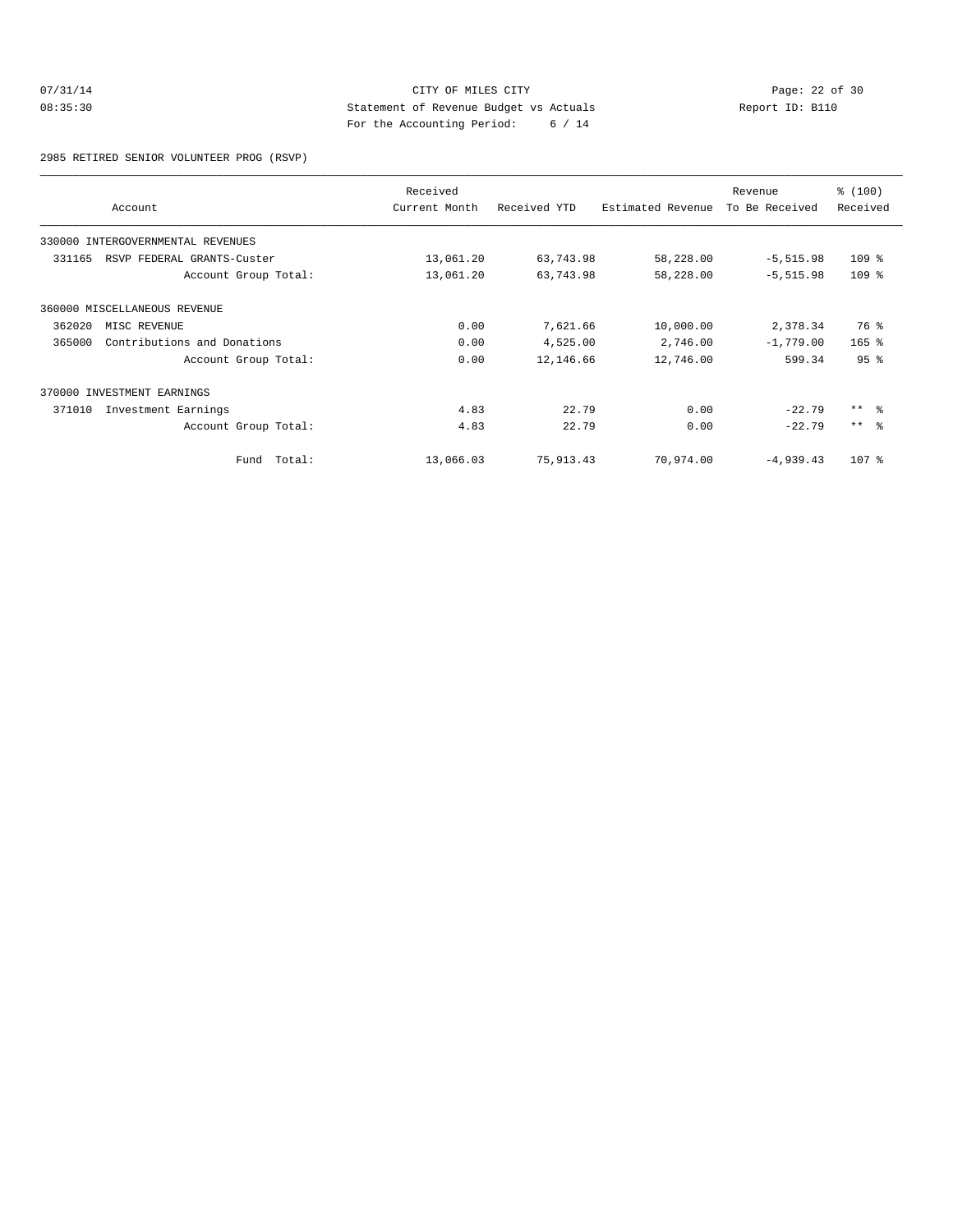CITY OF MILES CITY
Statement of Revenue Budget vs Actuals
For the Accounting Period: 6 / 14

07/31/14
08:35:30

Report ID: B110

2985 RETIRED SENIOR VOLUNTEER PROG (RSVP)

| Account | Received Current Month | Received YTD | Estimated Revenue | Revenue To Be Received | % (100) Received |
|---|---|---|---|---|---|
| 330000 INTERGOVERNMENTAL REVENUES | | | | | |
| 331165 RSVP FEDERAL GRANTS-Custer | 13,061.20 | 63,743.98 | 58,228.00 | -5,515.98 | 109 % |
| Account Group Total: | 13,061.20 | 63,743.98 | 58,228.00 | -5,515.98 | 109 % |
| 360000 MISCELLANEOUS REVENUE | | | | | |
| 362020 MISC REVENUE | 0.00 | 7,621.66 | 10,000.00 | 2,378.34 | 76 % |
| 365000 Contributions and Donations | 0.00 | 4,525.00 | 2,746.00 | -1,779.00 | 165 % |
| Account Group Total: | 0.00 | 12,146.66 | 12,746.00 | 599.34 | 95 % |
| 370000 INVESTMENT EARNINGS | | | | | |
| 371010 Investment Earnings | 4.83 | 22.79 | 0.00 | -22.79 | ** % |
| Account Group Total: | 4.83 | 22.79 | 0.00 | -22.79 | ** % |
| Fund Total: | 13,066.03 | 75,913.43 | 70,974.00 | -4,939.43 | 107 % |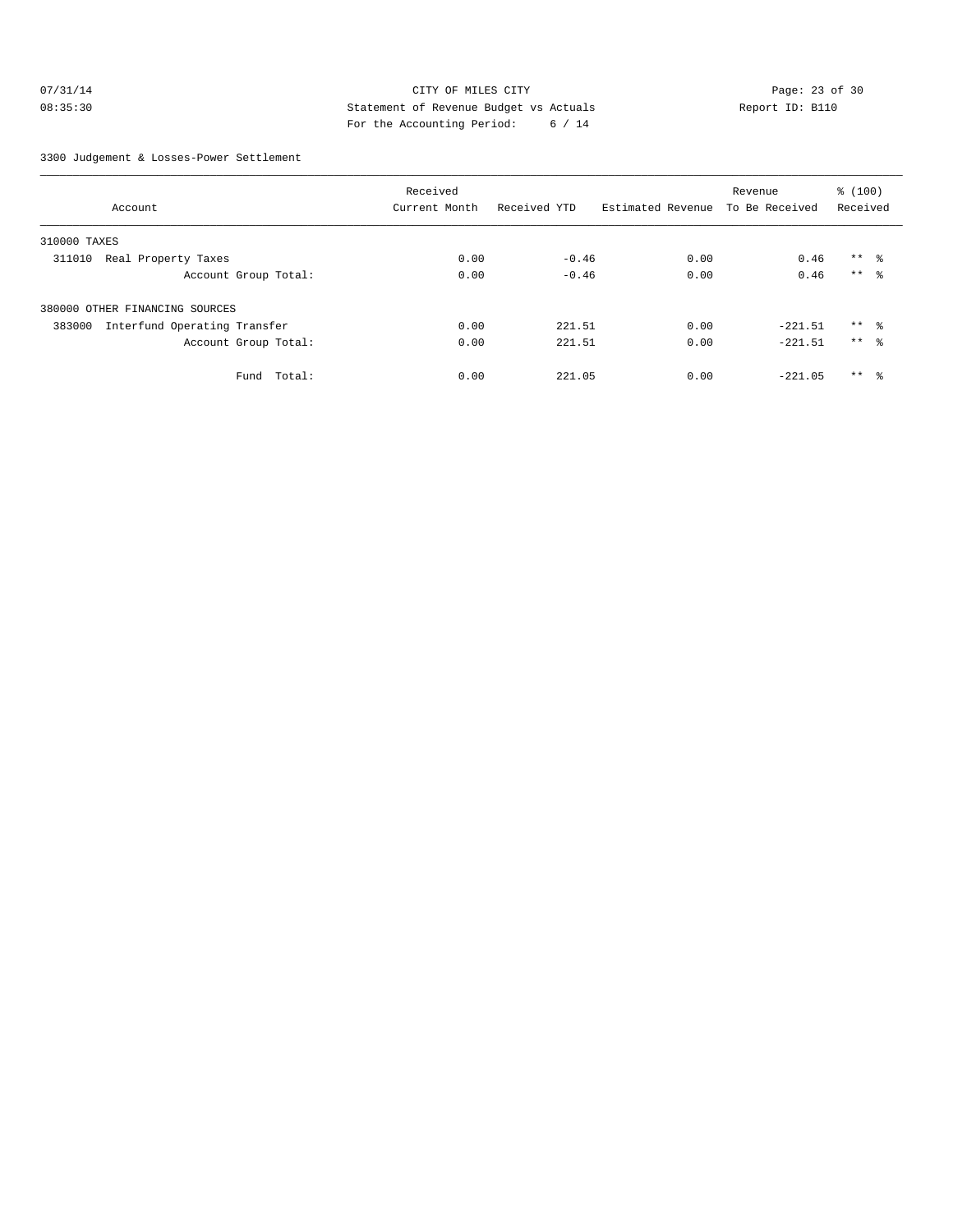CITY OF MILES CITY
Statement of Revenue Budget vs Actuals
For the Accounting Period: 6 / 14

07/31/14
08:35:30

Report ID: B110

3300 Judgement & Losses-Power Settlement

| Account | Received Current Month | Received YTD | Estimated Revenue | Revenue To Be Received | % (100) Received |
|---|---|---|---|---|---|
| 310000 TAXES | | | | | |
| 311010 Real Property Taxes | 0.00 | -0.46 | 0.00 | 0.46 | ** % |
| Account Group Total: | 0.00 | -0.46 | 0.00 | 0.46 | ** % |
| 380000 OTHER FINANCING SOURCES | | | | | |
| 383000 Interfund Operating Transfer | 0.00 | 221.51 | 0.00 | -221.51 | ** % |
| Account Group Total: | 0.00 | 221.51 | 0.00 | -221.51 | ** % |
| Fund Total: | 0.00 | 221.05 | 0.00 | -221.05 | ** % |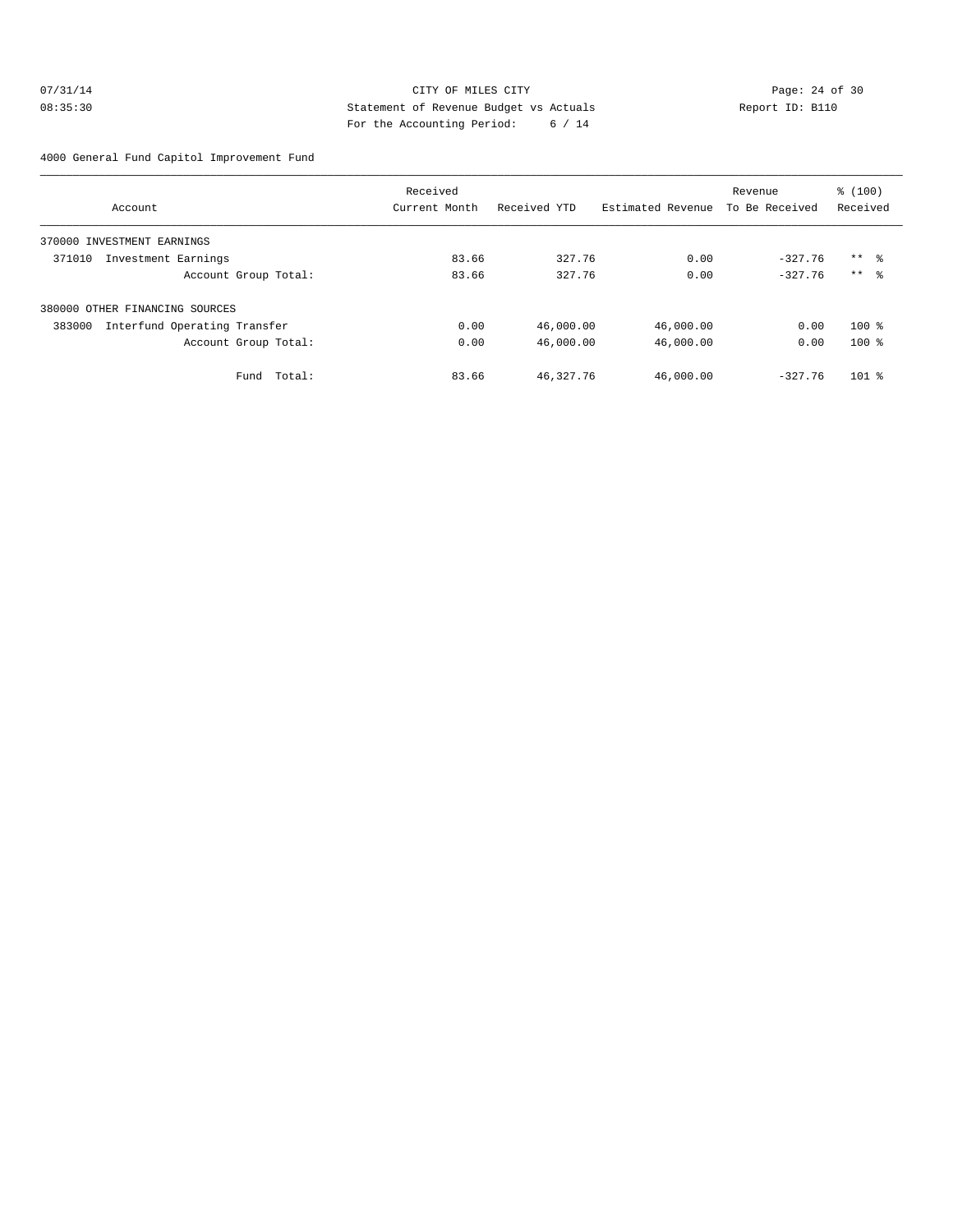CITY OF MILES CITY
Statement of Revenue Budget vs Actuals
For the Accounting Period: 6 / 14

07/31/14
08:35:30

Report ID: B110

4000 General Fund Capitol Improvement Fund

| Account | Received Current Month | Received YTD | Estimated Revenue | Revenue To Be Received | % (100) Received |
|---|---|---|---|---|---|
| 370000 INVESTMENT EARNINGS | | | | | |
| 371010 Investment Earnings | 83.66 | 327.76 | 0.00 | -327.76 | ** % |
| Account Group Total: | 83.66 | 327.76 | 0.00 | -327.76 | ** % |
| 380000 OTHER FINANCING SOURCES | | | | | |
| 383000 Interfund Operating Transfer | 0.00 | 46,000.00 | 46,000.00 | 0.00 | 100 % |
| Account Group Total: | 0.00 | 46,000.00 | 46,000.00 | 0.00 | 100 % |
| Fund Total: | 83.66 | 46,327.76 | 46,000.00 | -327.76 | 101 % |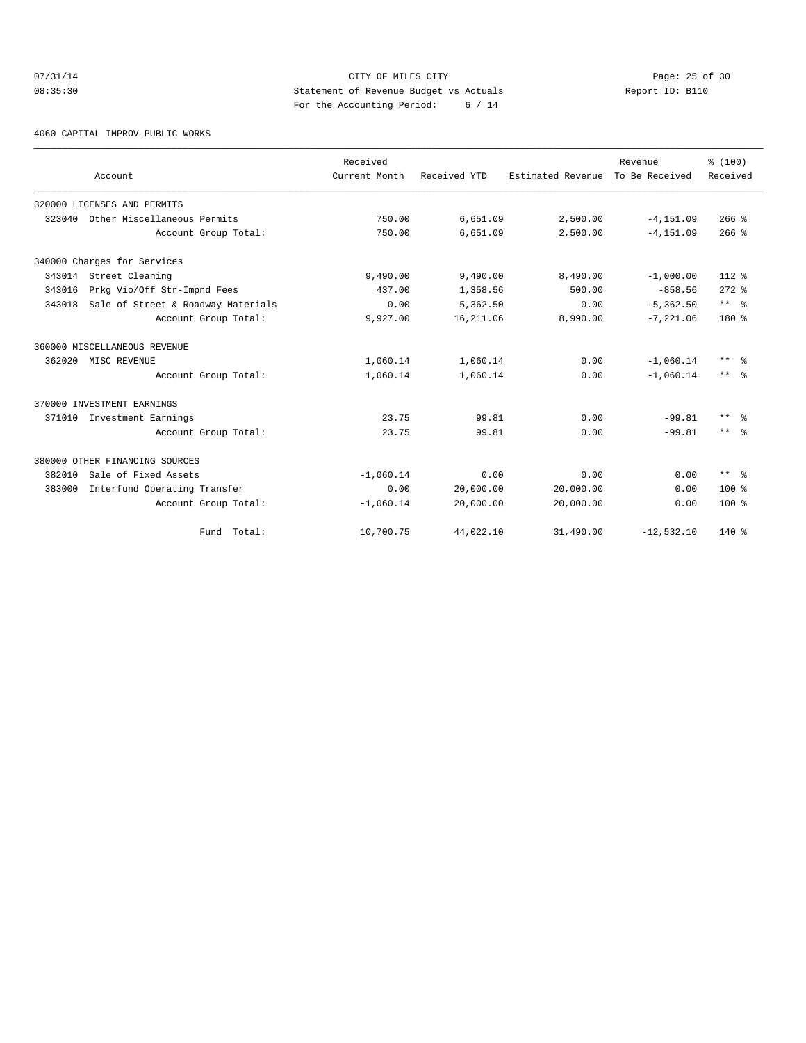CITY OF MILES CITY
Statement of Revenue Budget vs Actuals
For the Accounting Period: 6 / 14

07/31/14
08:35:30

Report ID: B110

4060 CAPITAL IMPROV-PUBLIC WORKS

| Account | Received Current Month | Received YTD | Estimated Revenue | Revenue To Be Received | % (100) Received |
|---|---|---|---|---|---|
| 320000 LICENSES AND PERMITS | | | | | |
| 323040 Other Miscellaneous Permits | 750.00 | 6,651.09 | 2,500.00 | -4,151.09 | 266 % |
| Account Group Total: | 750.00 | 6,651.09 | 2,500.00 | -4,151.09 | 266 % |
| 340000 Charges for Services | | | | | |
| 343014 Street Cleaning | 9,490.00 | 9,490.00 | 8,490.00 | -1,000.00 | 112 % |
| 343016 Prkg Vio/Off Str-Impnd Fees | 437.00 | 1,358.56 | 500.00 | -858.56 | 272 % |
| 343018 Sale of Street & Roadway Materials | 0.00 | 5,362.50 | 0.00 | -5,362.50 | ** % |
| Account Group Total: | 9,927.00 | 16,211.06 | 8,990.00 | -7,221.06 | 180 % |
| 360000 MISCELLANEOUS REVENUE | | | | | |
| 362020 MISC REVENUE | 1,060.14 | 1,060.14 | 0.00 | -1,060.14 | ** % |
| Account Group Total: | 1,060.14 | 1,060.14 | 0.00 | -1,060.14 | ** % |
| 370000 INVESTMENT EARNINGS | | | | | |
| 371010 Investment Earnings | 23.75 | 99.81 | 0.00 | -99.81 | ** % |
| Account Group Total: | 23.75 | 99.81 | 0.00 | -99.81 | ** % |
| 380000 OTHER FINANCING SOURCES | | | | | |
| 382010 Sale of Fixed Assets | -1,060.14 | 0.00 | 0.00 | 0.00 | ** % |
| 383000 Interfund Operating Transfer | 0.00 | 20,000.00 | 20,000.00 | 0.00 | 100 % |
| Account Group Total: | -1,060.14 | 20,000.00 | 20,000.00 | 0.00 | 100 % |
| Fund Total: | 10,700.75 | 44,022.10 | 31,490.00 | -12,532.10 | 140 % |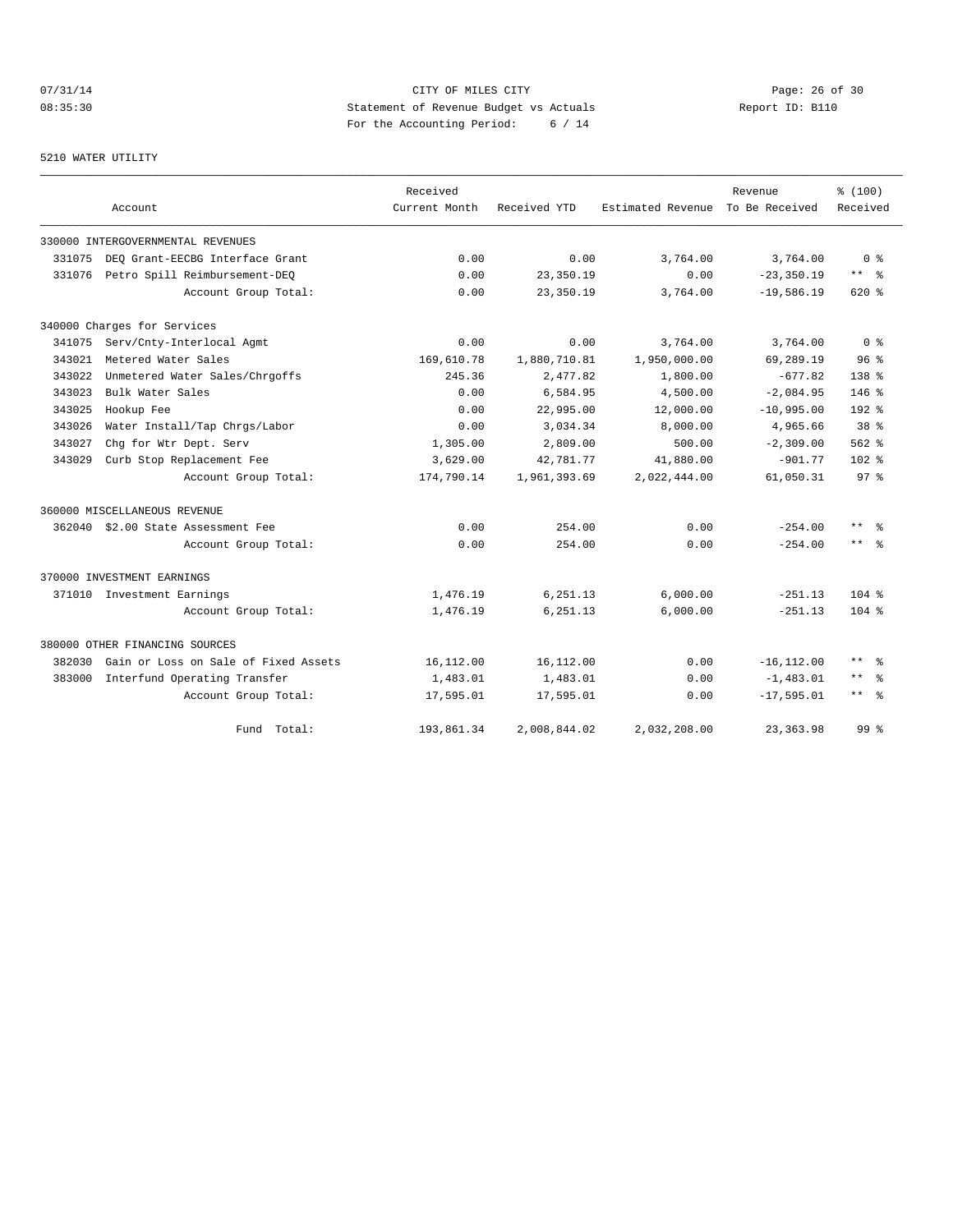CITY OF MILES CITY

Statement of Revenue Budget vs Actuals

For the Accounting Period: 6 / 14

07/31/14 08:35:30 Report ID: B110

5210 WATER UTILITY

| Account | | Received Current Month | Received YTD | Estimated Revenue | Revenue To Be Received | % (100) Received |
|---|---|---|---|---|---|---|
| 330000 INTERGOVERNMENTAL REVENUES | | | | | | |
| 331075 | DEQ Grant-EECBG Interface Grant | 0.00 | 0.00 | 3,764.00 | 3,764.00 | 0 % |
| 331076 | Petro Spill Reimbursement-DEQ | 0.00 | 23,350.19 | 0.00 | -23,350.19 | ** % |
| | Account Group Total: | 0.00 | 23,350.19 | 3,764.00 | -19,586.19 | 620 % |
| 340000 Charges for Services | | | | | | |
| 341075 | Serv/Cnty-Interlocal Agmt | 0.00 | 0.00 | 3,764.00 | 3,764.00 | 0 % |
| 343021 | Metered Water Sales | 169,610.78 | 1,880,710.81 | 1,950,000.00 | 69,289.19 | 96 % |
| 343022 | Unmetered Water Sales/Chrgoffs | 245.36 | 2,477.82 | 1,800.00 | -677.82 | 138 % |
| 343023 | Bulk Water Sales | 0.00 | 6,584.95 | 4,500.00 | -2,084.95 | 146 % |
| 343025 | Hookup Fee | 0.00 | 22,995.00 | 12,000.00 | -10,995.00 | 192 % |
| 343026 | Water Install/Tap Chrgs/Labor | 0.00 | 3,034.34 | 8,000.00 | 4,965.66 | 38 % |
| 343027 | Chg for Wtr Dept. Serv | 1,305.00 | 2,809.00 | 500.00 | -2,309.00 | 562 % |
| 343029 | Curb Stop Replacement Fee | 3,629.00 | 42,781.77 | 41,880.00 | -901.77 | 102 % |
| | Account Group Total: | 174,790.14 | 1,961,393.69 | 2,022,444.00 | 61,050.31 | 97 % |
| 360000 MISCELLANEOUS REVENUE | | | | | | |
| 362040 | $2.00 State Assessment Fee | 0.00 | 254.00 | 0.00 | -254.00 | ** % |
| | Account Group Total: | 0.00 | 254.00 | 0.00 | -254.00 | ** % |
| 370000 INVESTMENT EARNINGS | | | | | | |
| 371010 | Investment Earnings | 1,476.19 | 6,251.13 | 6,000.00 | -251.13 | 104 % |
| | Account Group Total: | 1,476.19 | 6,251.13 | 6,000.00 | -251.13 | 104 % |
| 380000 OTHER FINANCING SOURCES | | | | | | |
| 382030 | Gain or Loss on Sale of Fixed Assets | 16,112.00 | 16,112.00 | 0.00 | -16,112.00 | ** % |
| 383000 | Interfund Operating Transfer | 1,483.01 | 1,483.01 | 0.00 | -1,483.01 | ** % |
| | Account Group Total: | 17,595.01 | 17,595.01 | 0.00 | -17,595.01 | ** % |
| | Fund Total: | 193,861.34 | 2,008,844.02 | 2,032,208.00 | 23,363.98 | 99 % |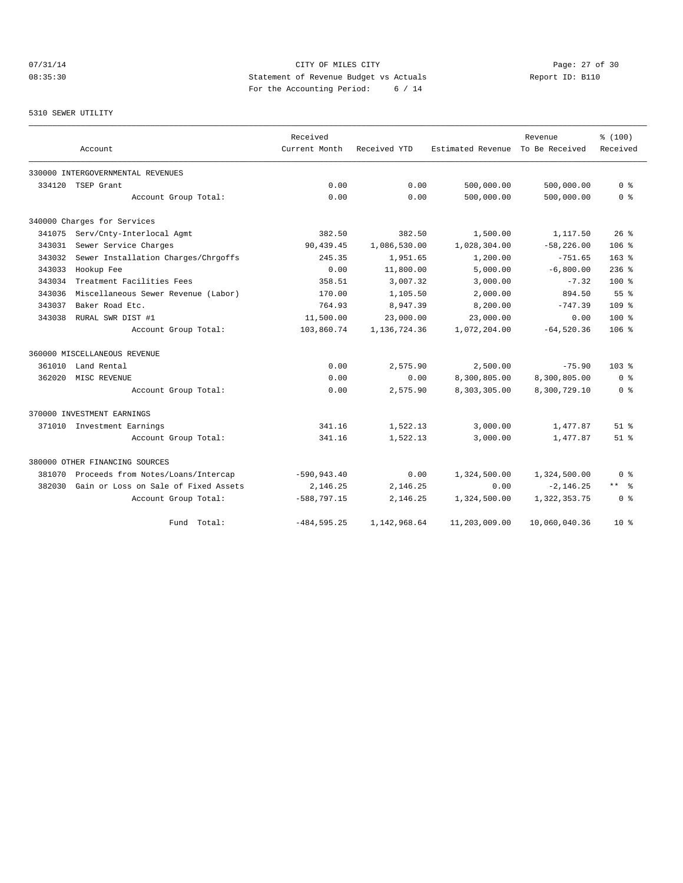CITY OF MILES CITY
Statement of Revenue Budget vs Actuals
For the Accounting Period: 6 / 14

07/31/14 08:35:30 — Report ID: B110

5310 SEWER UTILITY

| Account | Received Current Month | Received YTD | Estimated Revenue | Revenue To Be Received | % (100) Received |
|---|---|---|---|---|---|
| 330000 INTERGOVERNMENTAL REVENUES | | | | | |
| 334120 TSEP Grant | 0.00 | 0.00 | 500,000.00 | 500,000.00 | 0 % |
| Account Group Total: | 0.00 | 0.00 | 500,000.00 | 500,000.00 | 0 % |
| 340000 Charges for Services | | | | | |
| 341075 Serv/Cnty-Interlocal Agmt | 382.50 | 382.50 | 1,500.00 | 1,117.50 | 26 % |
| 343031 Sewer Service Charges | 90,439.45 | 1,086,530.00 | 1,028,304.00 | -58,226.00 | 106 % |
| 343032 Sewer Installation Charges/Chrgoffs | 245.35 | 1,951.65 | 1,200.00 | -751.65 | 163 % |
| 343033 Hookup Fee | 0.00 | 11,800.00 | 5,000.00 | -6,800.00 | 236 % |
| 343034 Treatment Facilities Fees | 358.51 | 3,007.32 | 3,000.00 | -7.32 | 100 % |
| 343036 Miscellaneous Sewer Revenue (Labor) | 170.00 | 1,105.50 | 2,000.00 | 894.50 | 55 % |
| 343037 Baker Road Etc. | 764.93 | 8,947.39 | 8,200.00 | -747.39 | 109 % |
| 343038 RURAL SWR DIST #1 | 11,500.00 | 23,000.00 | 23,000.00 | 0.00 | 100 % |
| Account Group Total: | 103,860.74 | 1,136,724.36 | 1,072,204.00 | -64,520.36 | 106 % |
| 360000 MISCELLANEOUS REVENUE | | | | | |
| 361010 Land Rental | 0.00 | 2,575.90 | 2,500.00 | -75.90 | 103 % |
| 362020 MISC REVENUE | 0.00 | 0.00 | 8,300,805.00 | 8,300,805.00 | 0 % |
| Account Group Total: | 0.00 | 2,575.90 | 8,303,305.00 | 8,300,729.10 | 0 % |
| 370000 INVESTMENT EARNINGS | | | | | |
| 371010 Investment Earnings | 341.16 | 1,522.13 | 3,000.00 | 1,477.87 | 51 % |
| Account Group Total: | 341.16 | 1,522.13 | 3,000.00 | 1,477.87 | 51 % |
| 380000 OTHER FINANCING SOURCES | | | | | |
| 381070 Proceeds from Notes/Loans/Intercap | -590,943.40 | 0.00 | 1,324,500.00 | 1,324,500.00 | 0 % |
| 382030 Gain or Loss on Sale of Fixed Assets | 2,146.25 | 2,146.25 | 0.00 | -2,146.25 | ** % |
| Account Group Total: | -588,797.15 | 2,146.25 | 1,324,500.00 | 1,322,353.75 | 0 % |
| Fund Total: | -484,595.25 | 1,142,968.64 | 11,203,009.00 | 10,060,040.36 | 10 % |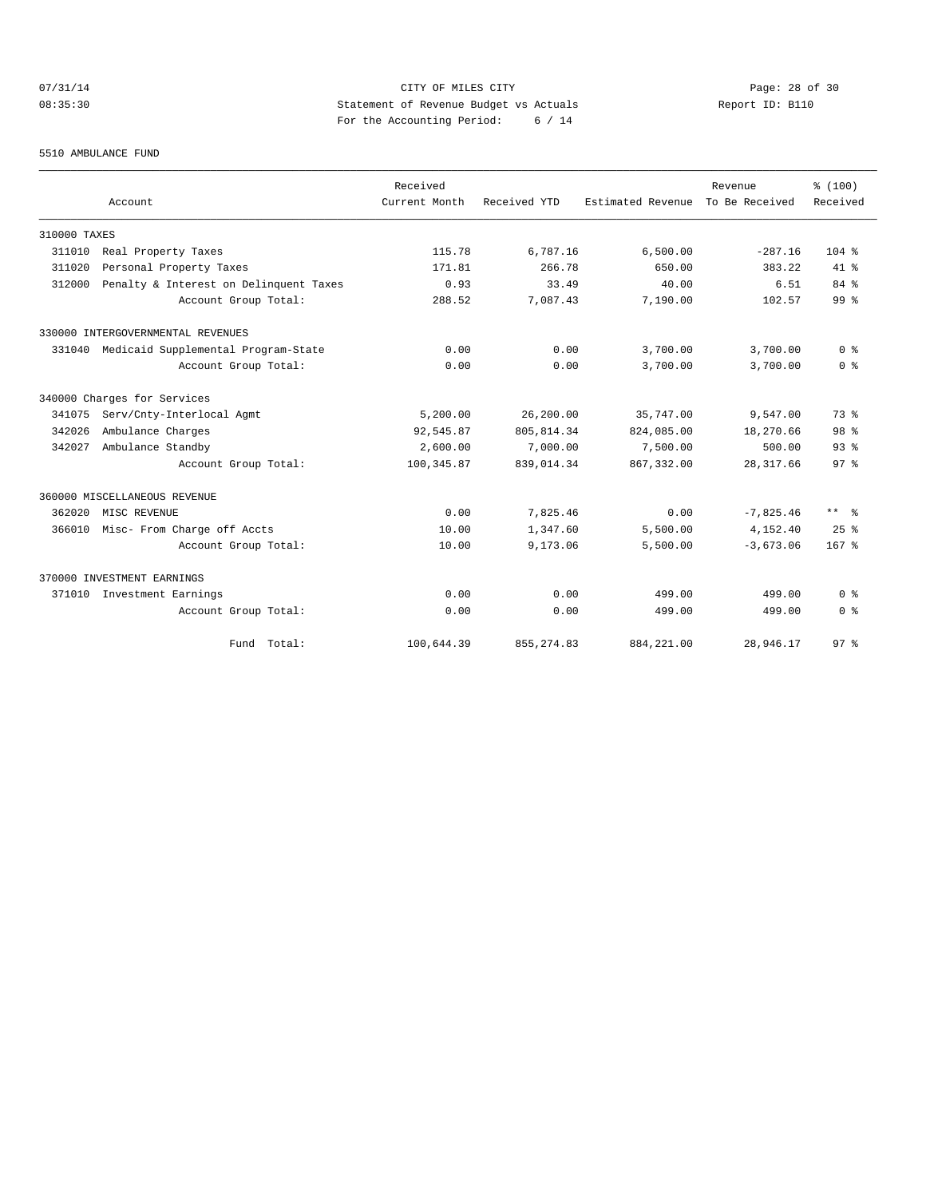CITY OF MILES CITY
Statement of Revenue Budget vs Actuals
For the Accounting Period: 6 / 14

07/31/14
08:35:30

Report ID: B110

5510 AMBULANCE FUND

| Account | Received Current Month | Received YTD | Estimated Revenue | Revenue To Be Received | % (100) Received |
|---|---|---|---|---|---|
| 310000 TAXES | | | | | |
| 311010 Real Property Taxes | 115.78 | 6,787.16 | 6,500.00 | -287.16 | 104 % |
| 311020 Personal Property Taxes | 171.81 | 266.78 | 650.00 | 383.22 | 41 % |
| 312000 Penalty & Interest on Delinquent Taxes | 0.93 | 33.49 | 40.00 | 6.51 | 84 % |
| Account Group Total: | 288.52 | 7,087.43 | 7,190.00 | 102.57 | 99 % |
| 330000 INTERGOVERNMENTAL REVENUES | | | | | |
| 331040 Medicaid Supplemental Program-State | 0.00 | 0.00 | 3,700.00 | 3,700.00 | 0 % |
| Account Group Total: | 0.00 | 0.00 | 3,700.00 | 3,700.00 | 0 % |
| 340000 Charges for Services | | | | | |
| 341075 Serv/Cnty-Interlocal Agmt | 5,200.00 | 26,200.00 | 35,747.00 | 9,547.00 | 73 % |
| 342026 Ambulance Charges | 92,545.87 | 805,814.34 | 824,085.00 | 18,270.66 | 98 % |
| 342027 Ambulance Standby | 2,600.00 | 7,000.00 | 7,500.00 | 500.00 | 93 % |
| Account Group Total: | 100,345.87 | 839,014.34 | 867,332.00 | 28,317.66 | 97 % |
| 360000 MISCELLANEOUS REVENUE | | | | | |
| 362020 MISC REVENUE | 0.00 | 7,825.46 | 0.00 | -7,825.46 | ** % |
| 366010 Misc- From Charge off Accts | 10.00 | 1,347.60 | 5,500.00 | 4,152.40 | 25 % |
| Account Group Total: | 10.00 | 9,173.06 | 5,500.00 | -3,673.06 | 167 % |
| 370000 INVESTMENT EARNINGS | | | | | |
| 371010 Investment Earnings | 0.00 | 0.00 | 499.00 | 499.00 | 0 % |
| Account Group Total: | 0.00 | 0.00 | 499.00 | 499.00 | 0 % |
| Fund Total: | 100,644.39 | 855,274.83 | 884,221.00 | 28,946.17 | 97 % |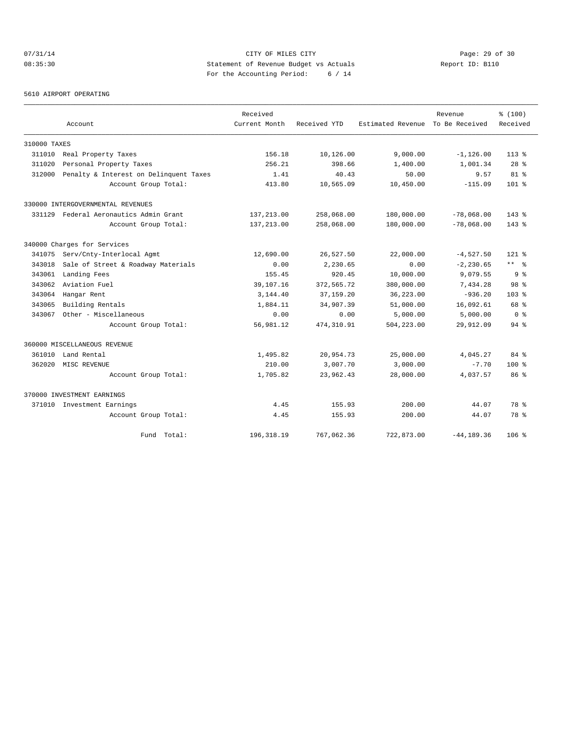CITY OF MILES CITY
Statement of Revenue Budget vs Actuals
For the Accounting Period: 6 / 14

07/31/14
08:35:30

Report ID: B110

5610 AIRPORT OPERATING

| Account | Received Current Month | Received YTD | Estimated Revenue | Revenue To Be Received | % (100) Received |
|---|---|---|---|---|---|
| 310000 TAXES | | | | | |
| 311010 Real Property Taxes | 156.18 | 10,126.00 | 9,000.00 | -1,126.00 | 113 % |
| 311020 Personal Property Taxes | 256.21 | 398.66 | 1,400.00 | 1,001.34 | 28 % |
| 312000 Penalty & Interest on Delinquent Taxes | 1.41 | 40.43 | 50.00 | 9.57 | 81 % |
| Account Group Total: | 413.80 | 10,565.09 | 10,450.00 | -115.09 | 101 % |
| 330000 INTERGOVERNMENTAL REVENUES | | | | | |
| 331129 Federal Aeronautics Admin Grant | 137,213.00 | 258,068.00 | 180,000.00 | -78,068.00 | 143 % |
| Account Group Total: | 137,213.00 | 258,068.00 | 180,000.00 | -78,068.00 | 143 % |
| 340000 Charges for Services | | | | | |
| 341075 Serv/Cnty-Interlocal Agmt | 12,690.00 | 26,527.50 | 22,000.00 | -4,527.50 | 121 % |
| 343018 Sale of Street & Roadway Materials | 0.00 | 2,230.65 | 0.00 | -2,230.65 | ** % |
| 343061 Landing Fees | 155.45 | 920.45 | 10,000.00 | 9,079.55 | 9 % |
| 343062 Aviation Fuel | 39,107.16 | 372,565.72 | 380,000.00 | 7,434.28 | 98 % |
| 343064 Hangar Rent | 3,144.40 | 37,159.20 | 36,223.00 | -936.20 | 103 % |
| 343065 Building Rentals | 1,884.11 | 34,907.39 | 51,000.00 | 16,092.61 | 68 % |
| 343067 Other - Miscellaneous | 0.00 | 0.00 | 5,000.00 | 5,000.00 | 0 % |
| Account Group Total: | 56,981.12 | 474,310.91 | 504,223.00 | 29,912.09 | 94 % |
| 360000 MISCELLANEOUS REVENUE | | | | | |
| 361010 Land Rental | 1,495.82 | 20,954.73 | 25,000.00 | 4,045.27 | 84 % |
| 362020 MISC REVENUE | 210.00 | 3,007.70 | 3,000.00 | -7.70 | 100 % |
| Account Group Total: | 1,705.82 | 23,962.43 | 28,000.00 | 4,037.57 | 86 % |
| 370000 INVESTMENT EARNINGS | | | | | |
| 371010 Investment Earnings | 4.45 | 155.93 | 200.00 | 44.07 | 78 % |
| Account Group Total: | 4.45 | 155.93 | 200.00 | 44.07 | 78 % |
| Fund Total: | 196,318.19 | 767,062.36 | 722,873.00 | -44,189.36 | 106 % |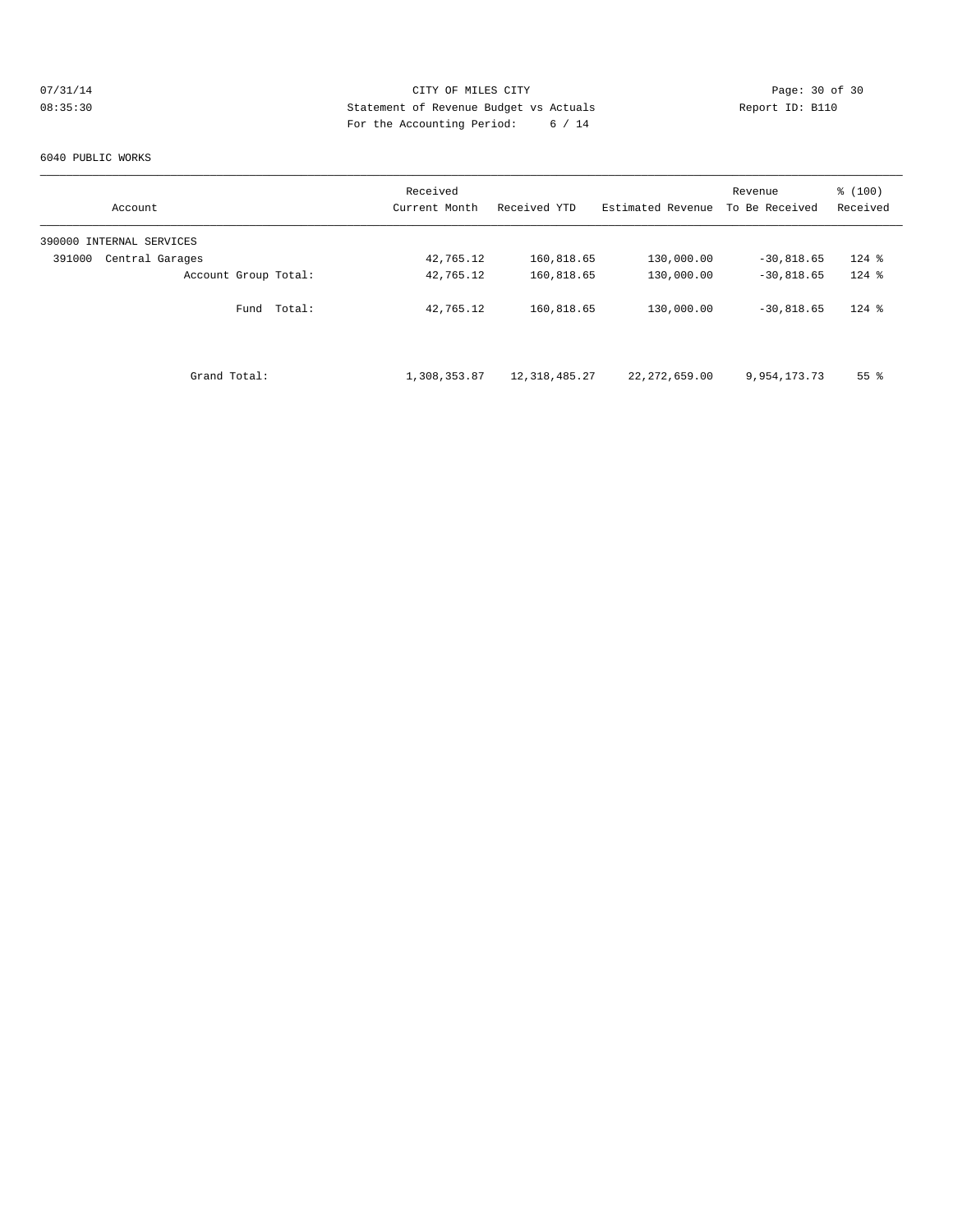6040 PUBLIC WORKS

| Account | Received Current Month | Received YTD | Estimated Revenue | Revenue To Be Received | % (100) Received |
|---|---|---|---|---|---|
| 390000 INTERNAL SERVICES | | | | | |
| 391000 Central Garages | 42,765.12 | 160,818.65 | 130,000.00 | -30,818.65 | 124 % |
| Account Group Total: | 42,765.12 | 160,818.65 | 130,000.00 | -30,818.65 | 124 % |
| Fund Total: | 42,765.12 | 160,818.65 | 130,000.00 | -30,818.65 | 124 % |
| Grand Total: | 1,308,353.87 | 12,318,485.27 | 22,272,659.00 | 9,954,173.73 | 55 % |